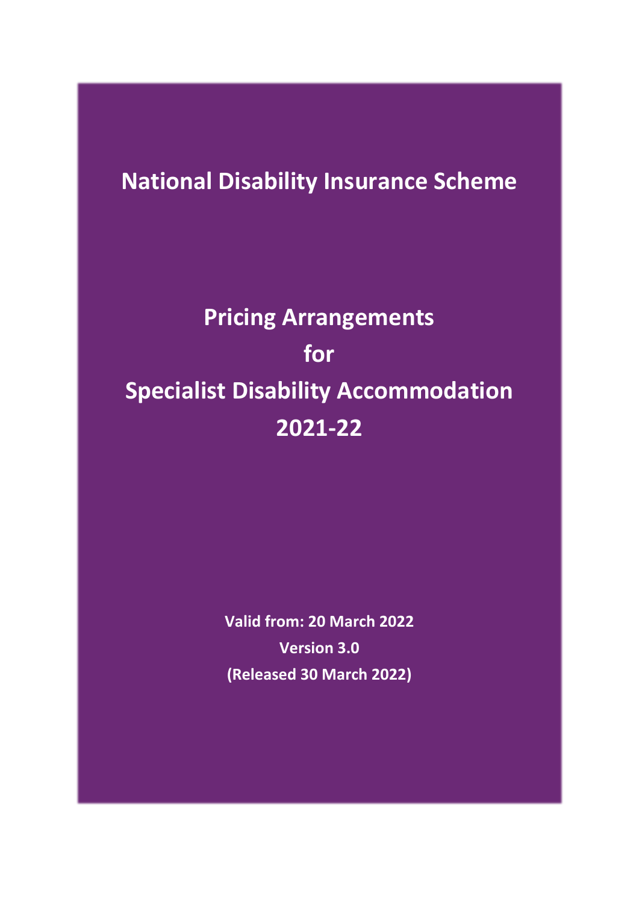# National Disability Insurance Scheme

# Pricing Arrangements for Specialist Disability Accommodation 2021-22

**Valid from: 20 March 2022**

**Version 3.0**

**(Released 30 March 2022)**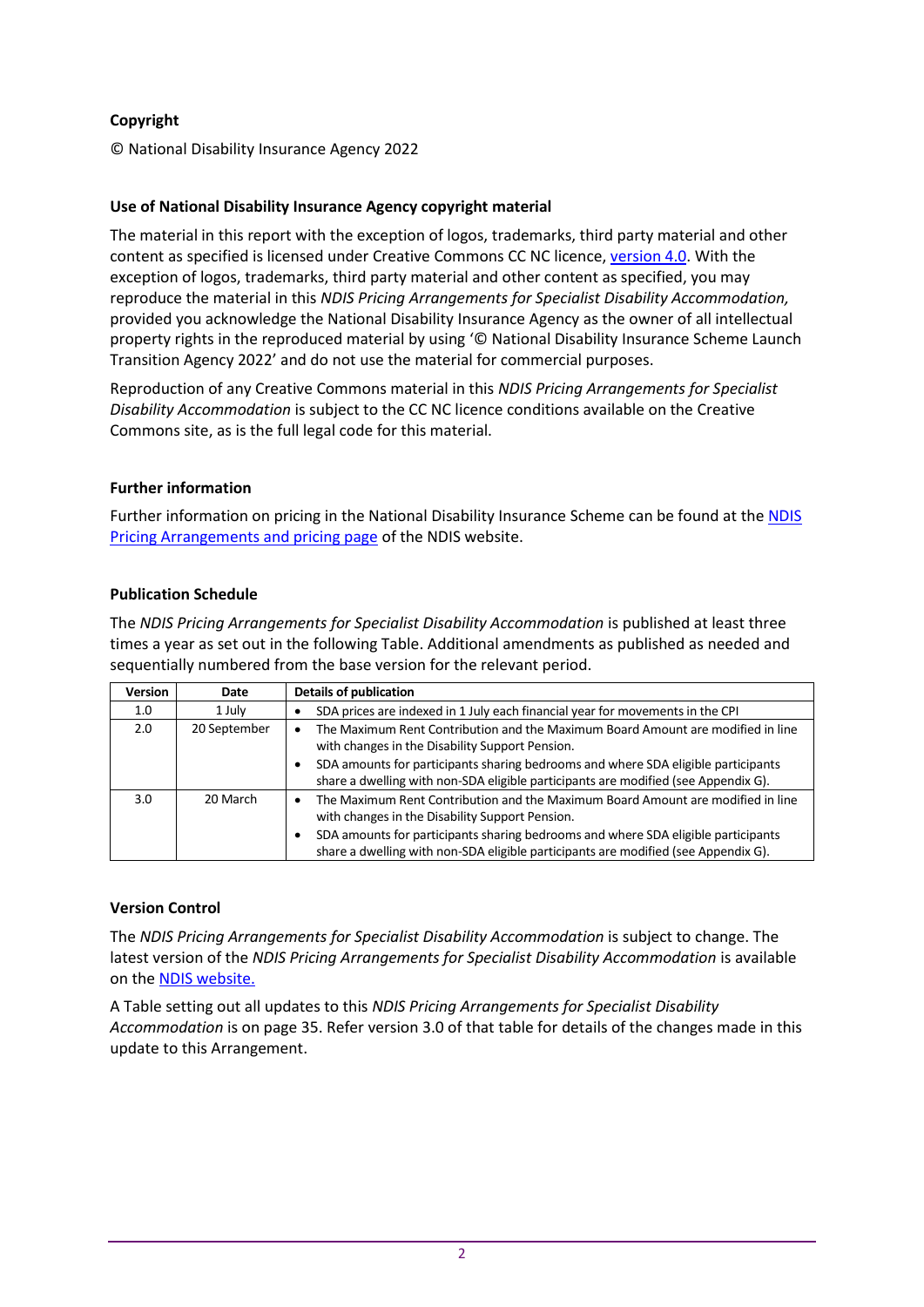**Copyright**

© National Disability Insurance Agency 2022

**Use of National Disability Insurance Agency copyright material**

The material in this report with the exception of logos, trademarks, third party material and other content as specified is licensed under Creative Commons CC NC licence, [version 4.0](). With the exception of logos, trademarks, third party material and other content as specified, you may reproduce the material in this *NDIS Pricing Arrangements for Specialist Disability Accommodation,* provided you acknowledge the National Disability Insurance Agency as the owner of all intellectual property rights in the reproduced material by using '© National Disability Insurance Scheme Launch Transition Agency 2022' and do not use the material for commercial purposes.

Reproduction of any Creative Commons material in this *NDIS Pricing Arrangements for Specialist Disability Accommodation* is subject to the CC NC licence conditions available on the Creative Commons site, as is the full legal code for this material.

**Further information**

Further information on pricing in the National Disability Insurance Scheme can be found at the [NDIS Pricing Arrangements and pricing page]() of the NDIS website.

**Publication Schedule**

The *NDIS Pricing Arrangements for Specialist Disability Accommodation* is published at least three times a year as set out in the following Table. Additional amendments as published as needed and sequentially numbered from the base version for the relevant period.

| Version | Date | Details of publication |
|---|---|---|
| 1.0 | 1 July | • SDA prices are indexed in 1 July each financial year for movements in the CPI |
| 2.0 | 20 September | • The Maximum Rent Contribution and the Maximum Board Amount are modified in line with changes in the Disability Support Pension.<br>• SDA amounts for participants sharing bedrooms and where SDA eligible participants share a dwelling with non-SDA eligible participants are modified (see Appendix G). |
| 3.0 | 20 March | • The Maximum Rent Contribution and the Maximum Board Amount are modified in line with changes in the Disability Support Pension.<br>• SDA amounts for participants sharing bedrooms and where SDA eligible participants share a dwelling with non-SDA eligible participants are modified (see Appendix G). |

**Version Control**

The *NDIS Pricing Arrangements for Specialist Disability Accommodation* is subject to change. The latest version of the *NDIS Pricing Arrangements for Specialist Disability Accommodation* is available on the [NDIS website.]()

A Table setting out all updates to this *NDIS Pricing Arrangements for Specialist Disability Accommodation* is on page 35. Refer version 3.0 of that table for details of the changes made in this update to this Arrangement.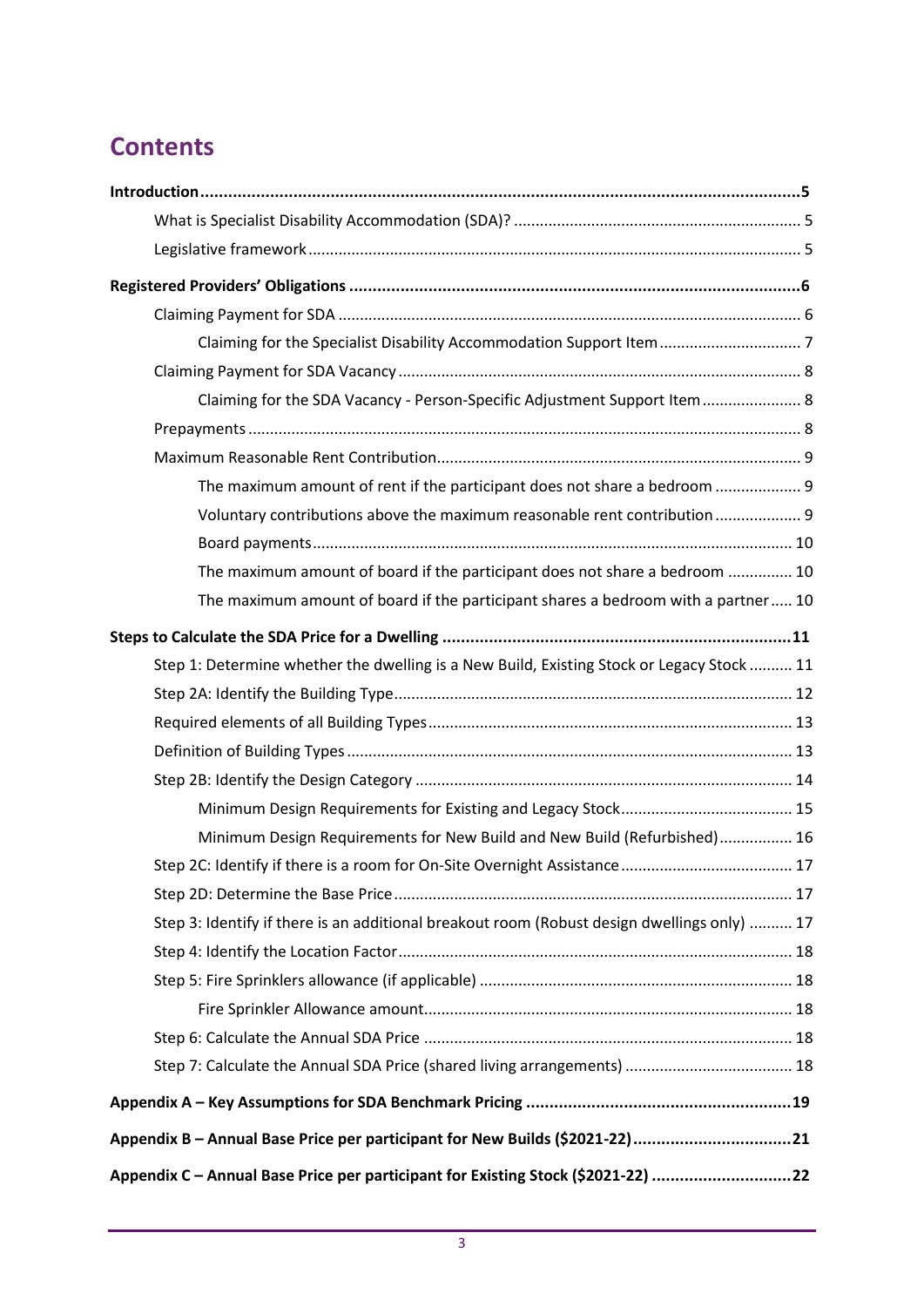# Contents

**Introduction** ..... **5**

- What is Specialist Disability Accommodation (SDA)? ..... 5
- Legislative framework ..... 5

**Registered Providers' Obligations** ..... **6**

- Claiming Payment for SDA ..... 6
  - Claiming for the Specialist Disability Accommodation Support Item ..... 7
- Claiming Payment for SDA Vacancy ..... 8
  - Claiming for the SDA Vacancy - Person-Specific Adjustment Support Item ..... 8
- Prepayments ..... 8
- Maximum Reasonable Rent Contribution ..... 9
  - The maximum amount of rent if the participant does not share a bedroom ..... 9
  - Voluntary contributions above the maximum reasonable rent contribution ..... 9
  - Board payments ..... 10
  - The maximum amount of board if the participant does not share a bedroom ..... 10
  - The maximum amount of board if the participant shares a bedroom with a partner ..... 10

**Steps to Calculate the SDA Price for a Dwelling** ..... **11**

- Step 1: Determine whether the dwelling is a New Build, Existing Stock or Legacy Stock ..... 11
- Step 2A: Identify the Building Type ..... 12
- Required elements of all Building Types ..... 13
- Definition of Building Types ..... 13
- Step 2B: Identify the Design Category ..... 14
  - Minimum Design Requirements for Existing and Legacy Stock ..... 15
  - Minimum Design Requirements for New Build and New Build (Refurbished) ..... 16
- Step 2C: Identify if there is a room for On-Site Overnight Assistance ..... 17
- Step 2D: Determine the Base Price ..... 17
- Step 3: Identify if there is an additional breakout room (Robust design dwellings only) ..... 17
- Step 4: Identify the Location Factor ..... 18
- Step 5: Fire Sprinklers allowance (if applicable) ..... 18
  - Fire Sprinkler Allowance amount ..... 18
- Step 6: Calculate the Annual SDA Price ..... 18
- Step 7: Calculate the Annual SDA Price (shared living arrangements) ..... 18

**Appendix A – Key Assumptions for SDA Benchmark Pricing** ..... **19**

**Appendix B – Annual Base Price per participant for New Builds ($2021-22)** ..... **21**

**Appendix C – Annual Base Price per participant for Existing Stock ($2021-22)** ..... **22**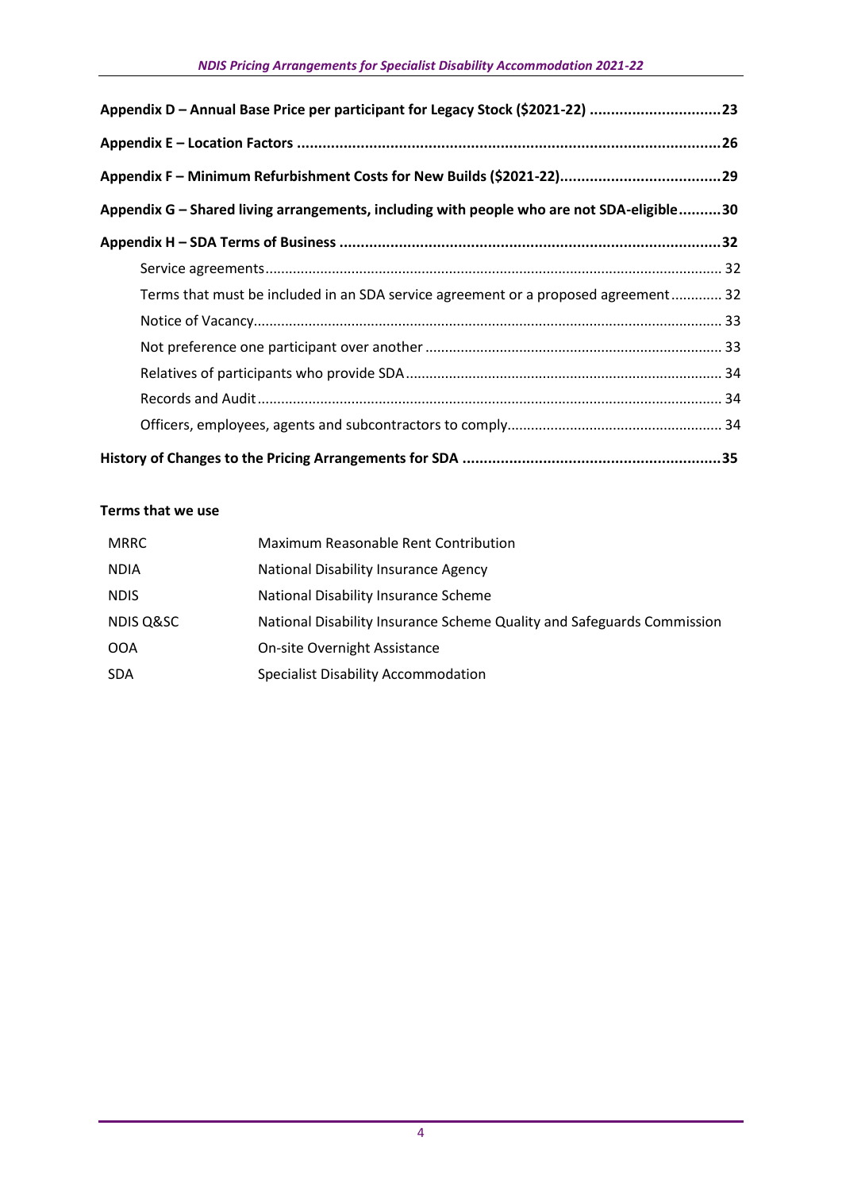**Appendix D – Annual Base Price per participant for Legacy Stock ($2021-22) ....23**

**Appendix E – Location Factors ....26**

**Appendix F – Minimum Refurbishment Costs for New Builds ($2021-22)....29**

**Appendix G – Shared living arrangements, including with people who are not SDA-eligible....30**

**Appendix H – SDA Terms of Business ....32**

- Service agreements....32
- Terms that must be included in an SDA service agreement or a proposed agreement....32
- Notice of Vacancy....33
- Not preference one participant over another....33
- Relatives of participants who provide SDA....34
- Records and Audit....34
- Officers, employees, agents and subcontractors to comply....34

**History of Changes to the Pricing Arrangements for SDA ....35**

**Terms that we use**

| | |
|---|---|
| MRRC | Maximum Reasonable Rent Contribution |
| NDIA | National Disability Insurance Agency |
| NDIS | National Disability Insurance Scheme |
| NDIS Q&SC | National Disability Insurance Scheme Quality and Safeguards Commission |
| OOA | On-site Overnight Assistance |
| SDA | Specialist Disability Accommodation |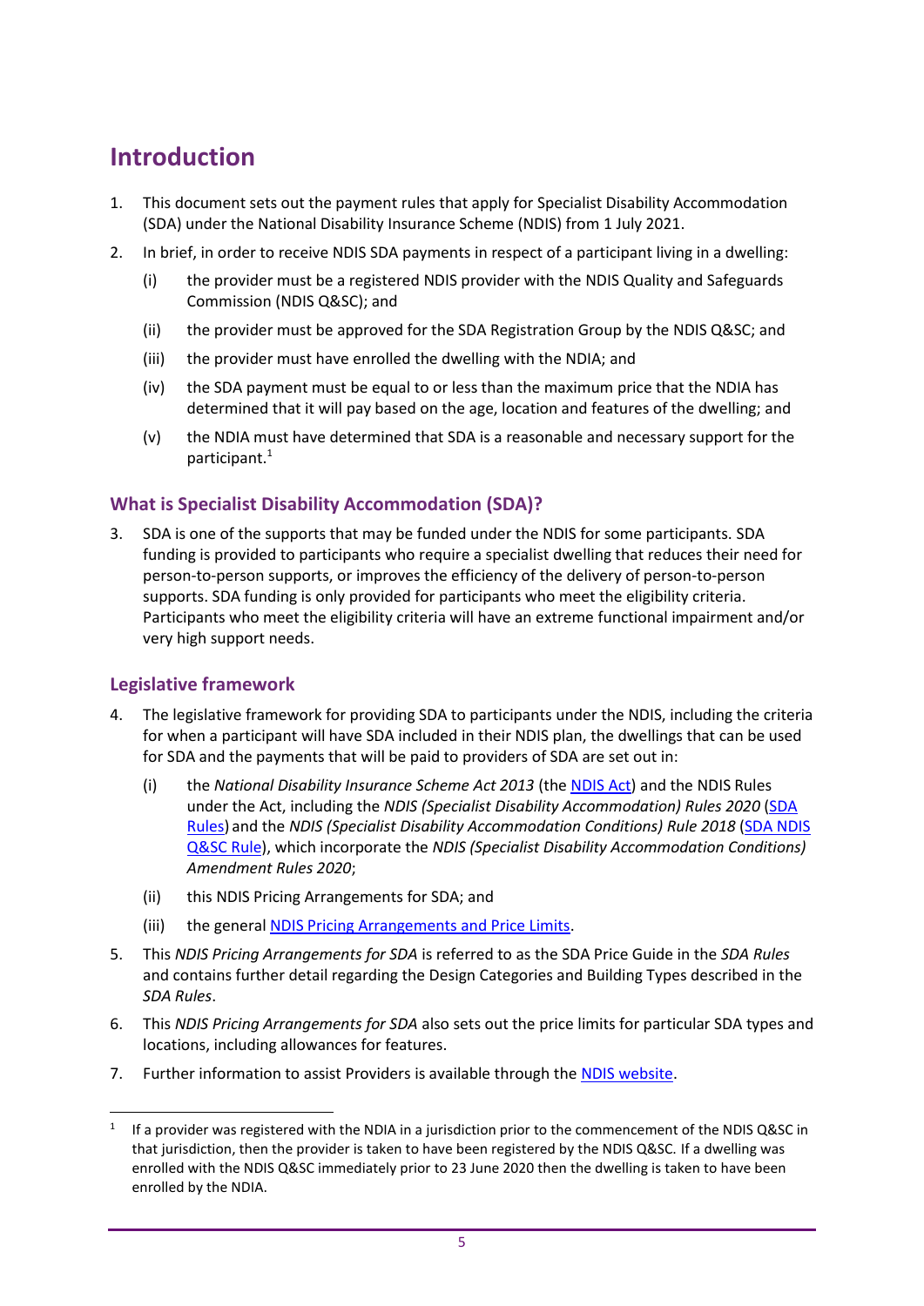# Introduction

1. This document sets out the payment rules that apply for Specialist Disability Accommodation (SDA) under the National Disability Insurance Scheme (NDIS) from 1 July 2021.
2. In brief, in order to receive NDIS SDA payments in respect of a participant living in a dwelling:
   (i) the provider must be a registered NDIS provider with the NDIS Quality and Safeguards Commission (NDIS Q&SC); and
   (ii) the provider must be approved for the SDA Registration Group by the NDIS Q&SC; and
   (iii) the provider must have enrolled the dwelling with the NDIA; and
   (iv) the SDA payment must be equal to or less than the maximum price that the NDIA has determined that it will pay based on the age, location and features of the dwelling; and
   (v) the NDIA must have determined that SDA is a reasonable and necessary support for the participant.[1]

## What is Specialist Disability Accommodation (SDA)?

3. SDA is one of the supports that may be funded under the NDIS for some participants. SDA funding is provided to participants who require a specialist dwelling that reduces their need for person-to-person supports, or improves the efficiency of the delivery of person-to-person supports. SDA funding is only provided for participants who meet the eligibility criteria. Participants who meet the eligibility criteria will have an extreme functional impairment and/or very high support needs.

## Legislative framework

4. The legislative framework for providing SDA to participants under the NDIS, including the criteria for when a participant will have SDA included in their NDIS plan, the dwellings that can be used for SDA and the payments that will be paid to providers of SDA are set out in:
   (i) the *National Disability Insurance Scheme Act 2013* (the NDIS Act) and the NDIS Rules under the Act, including the *NDIS (Specialist Disability Accommodation) Rules 2020* (SDA Rules) and the *NDIS (Specialist Disability Accommodation Conditions) Rule 2018* (SDA NDIS Q&SC Rule), which incorporate the *NDIS (Specialist Disability Accommodation Conditions) Amendment Rules 2020*;
   (ii) this NDIS Pricing Arrangements for SDA; and
   (iii) the general NDIS Pricing Arrangements and Price Limits.
5. This *NDIS Pricing Arrangements for SDA* is referred to as the SDA Price Guide in the *SDA Rules* and contains further detail regarding the Design Categories and Building Types described in the *SDA Rules*.
6. This *NDIS Pricing Arrangements for SDA* also sets out the price limits for particular SDA types and locations, including allowances for features.
7. Further information to assist Providers is available through the NDIS website.

---

[1] If a provider was registered with the NDIA in a jurisdiction prior to the commencement of the NDIS Q&SC in that jurisdiction, then the provider is taken to have been registered by the NDIS Q&SC. If a dwelling was enrolled with the NDIS Q&SC immediately prior to 23 June 2020 then the dwelling is taken to have been enrolled by the NDIA.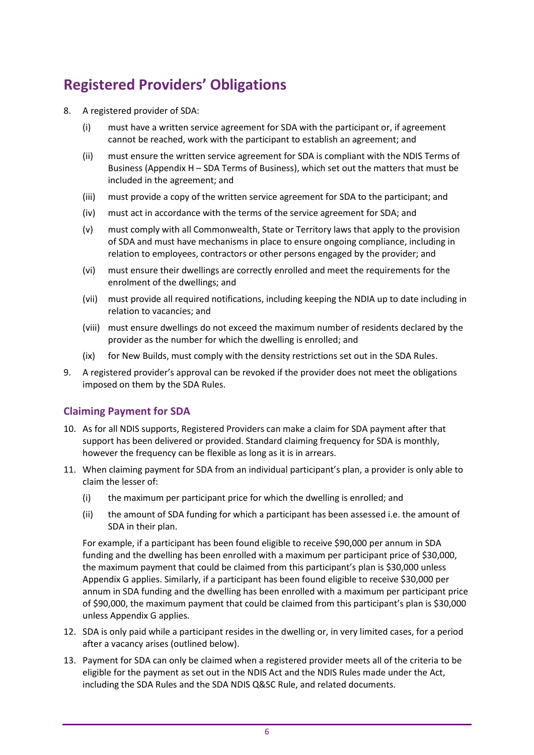## Registered Providers' Obligations

8. A registered provider of SDA:

   (i) must have a written service agreement for SDA with the participant or, if agreement cannot be reached, work with the participant to establish an agreement; and

   (ii) must ensure the written service agreement for SDA is compliant with the NDIS Terms of Business (Appendix H – SDA Terms of Business), which set out the matters that must be included in the agreement; and

   (iii) must provide a copy of the written service agreement for SDA to the participant; and

   (iv) must act in accordance with the terms of the service agreement for SDA; and

   (v) must comply with all Commonwealth, State or Territory laws that apply to the provision of SDA and must have mechanisms in place to ensure ongoing compliance, including in relation to employees, contractors or other persons engaged by the provider; and

   (vi) must ensure their dwellings are correctly enrolled and meet the requirements for the enrolment of the dwellings; and

   (vii) must provide all required notifications, including keeping the NDIA up to date including in relation to vacancies; and

   (viii) must ensure dwellings do not exceed the maximum number of residents declared by the provider as the number for which the dwelling is enrolled; and

   (ix) for New Builds, must comply with the density restrictions set out in the SDA Rules.

9. A registered provider's approval can be revoked if the provider does not meet the obligations imposed on them by the SDA Rules.

### Claiming Payment for SDA

10. As for all NDIS supports, Registered Providers can make a claim for SDA payment after that support has been delivered or provided. Standard claiming frequency for SDA is monthly, however the frequency can be flexible as long as it is in arrears.

11. When claiming payment for SDA from an individual participant's plan, a provider is only able to claim the lesser of:

   (i) the maximum per participant price for which the dwelling is enrolled; and

   (ii) the amount of SDA funding for which a participant has been assessed i.e. the amount of SDA in their plan.

   For example, if a participant has been found eligible to receive $90,000 per annum in SDA funding and the dwelling has been enrolled with a maximum per participant price of $30,000, the maximum payment that could be claimed from this participant's plan is $30,000 unless Appendix G applies. Similarly, if a participant has been found eligible to receive $30,000 per annum in SDA funding and the dwelling has been enrolled with a maximum per participant price of $90,000, the maximum payment that could be claimed from this participant's plan is $30,000 unless Appendix G applies.

12. SDA is only paid while a participant resides in the dwelling or, in very limited cases, for a period after a vacancy arises (outlined below).

13. Payment for SDA can only be claimed when a registered provider meets all of the criteria to be eligible for the payment as set out in the NDIS Act and the NDIS Rules made under the Act, including the SDA Rules and the SDA NDIS Q&SC Rule, and related documents.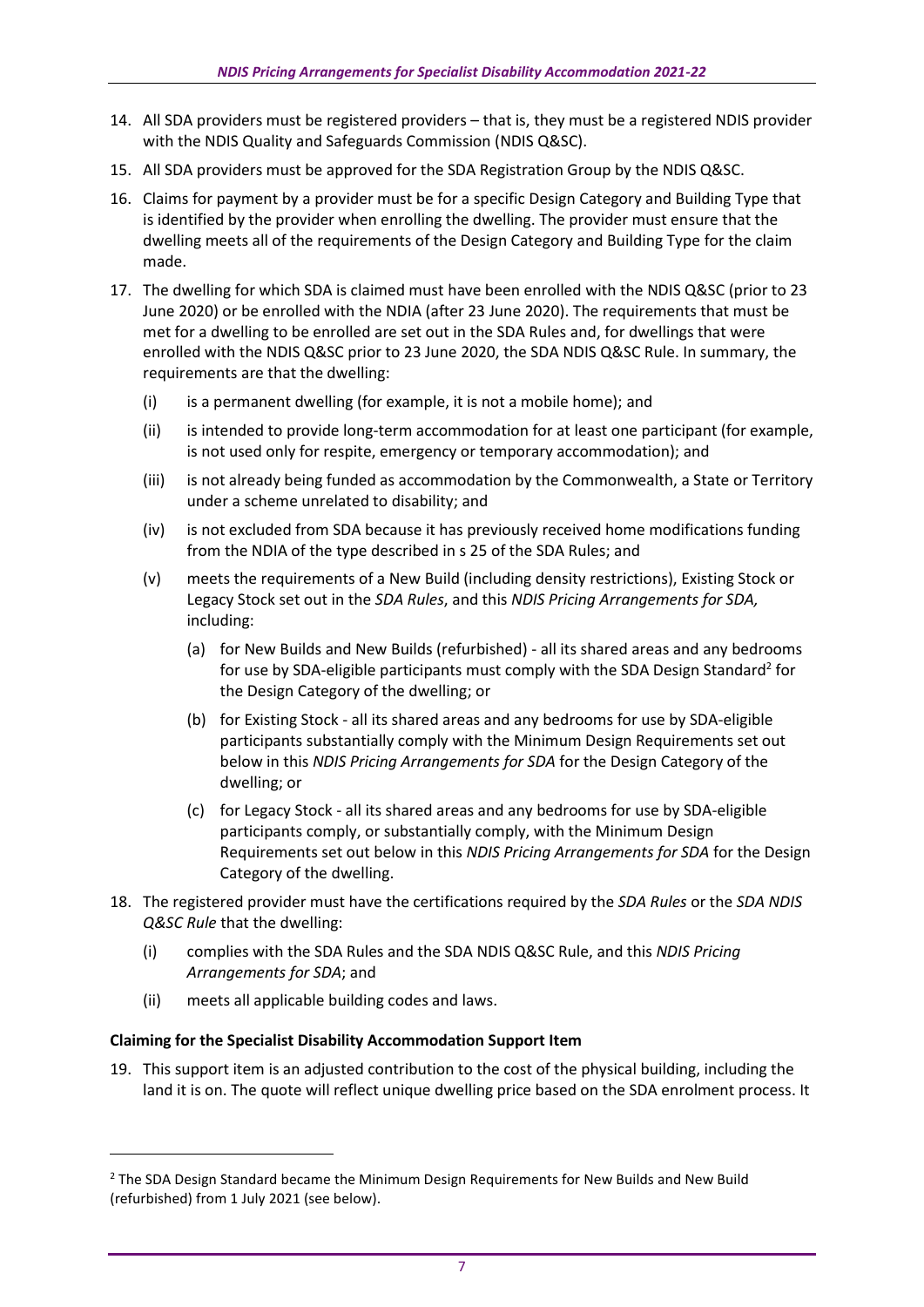14. All SDA providers must be registered providers – that is, they must be a registered NDIS provider with the NDIS Quality and Safeguards Commission (NDIS Q&SC).
15. All SDA providers must be approved for the SDA Registration Group by the NDIS Q&SC.
16. Claims for payment by a provider must be for a specific Design Category and Building Type that is identified by the provider when enrolling the dwelling. The provider must ensure that the dwelling meets all of the requirements of the Design Category and Building Type for the claim made.
17. The dwelling for which SDA is claimed must have been enrolled with the NDIS Q&SC (prior to 23 June 2020) or be enrolled with the NDIA (after 23 June 2020). The requirements that must be met for a dwelling to be enrolled are set out in the SDA Rules and, for dwellings that were enrolled with the NDIS Q&SC prior to 23 June 2020, the SDA NDIS Q&SC Rule. In summary, the requirements are that the dwelling:
    - (i) is a permanent dwelling (for example, it is not a mobile home); and
    - (ii) is intended to provide long-term accommodation for at least one participant (for example, is not used only for respite, emergency or temporary accommodation); and
    - (iii) is not already being funded as accommodation by the Commonwealth, a State or Territory under a scheme unrelated to disability; and
    - (iv) is not excluded from SDA because it has previously received home modifications funding from the NDIA of the type described in s 25 of the SDA Rules; and
    - (v) meets the requirements of a New Build (including density restrictions), Existing Stock or Legacy Stock set out in the *SDA Rules*, and this *NDIS Pricing Arrangements for SDA,* including:
        - (a) for New Builds and New Builds (refurbished) - all its shared areas and any bedrooms for use by SDA-eligible participants must comply with the SDA Design Standard[2] for the Design Category of the dwelling; or
        - (b) for Existing Stock - all its shared areas and any bedrooms for use by SDA-eligible participants substantially comply with the Minimum Design Requirements set out below in this *NDIS Pricing Arrangements for SDA* for the Design Category of the dwelling; or
        - (c) for Legacy Stock - all its shared areas and any bedrooms for use by SDA-eligible participants comply, or substantially comply, with the Minimum Design Requirements set out below in this *NDIS Pricing Arrangements for SDA* for the Design Category of the dwelling.
18. The registered provider must have the certifications required by the *SDA Rules* or the *SDA NDIS Q&SC Rule* that the dwelling:
    - (i) complies with the SDA Rules and the SDA NDIS Q&SC Rule, and this *NDIS Pricing Arrangements for SDA*; and
    - (ii) meets all applicable building codes and laws.

**Claiming for the Specialist Disability Accommodation Support Item**

19. This support item is an adjusted contribution to the cost of the physical building, including the land it is on. The quote will reflect unique dwelling price based on the SDA enrolment process. It

---

[2] The SDA Design Standard became the Minimum Design Requirements for New Builds and New Build (refurbished) from 1 July 2021 (see below).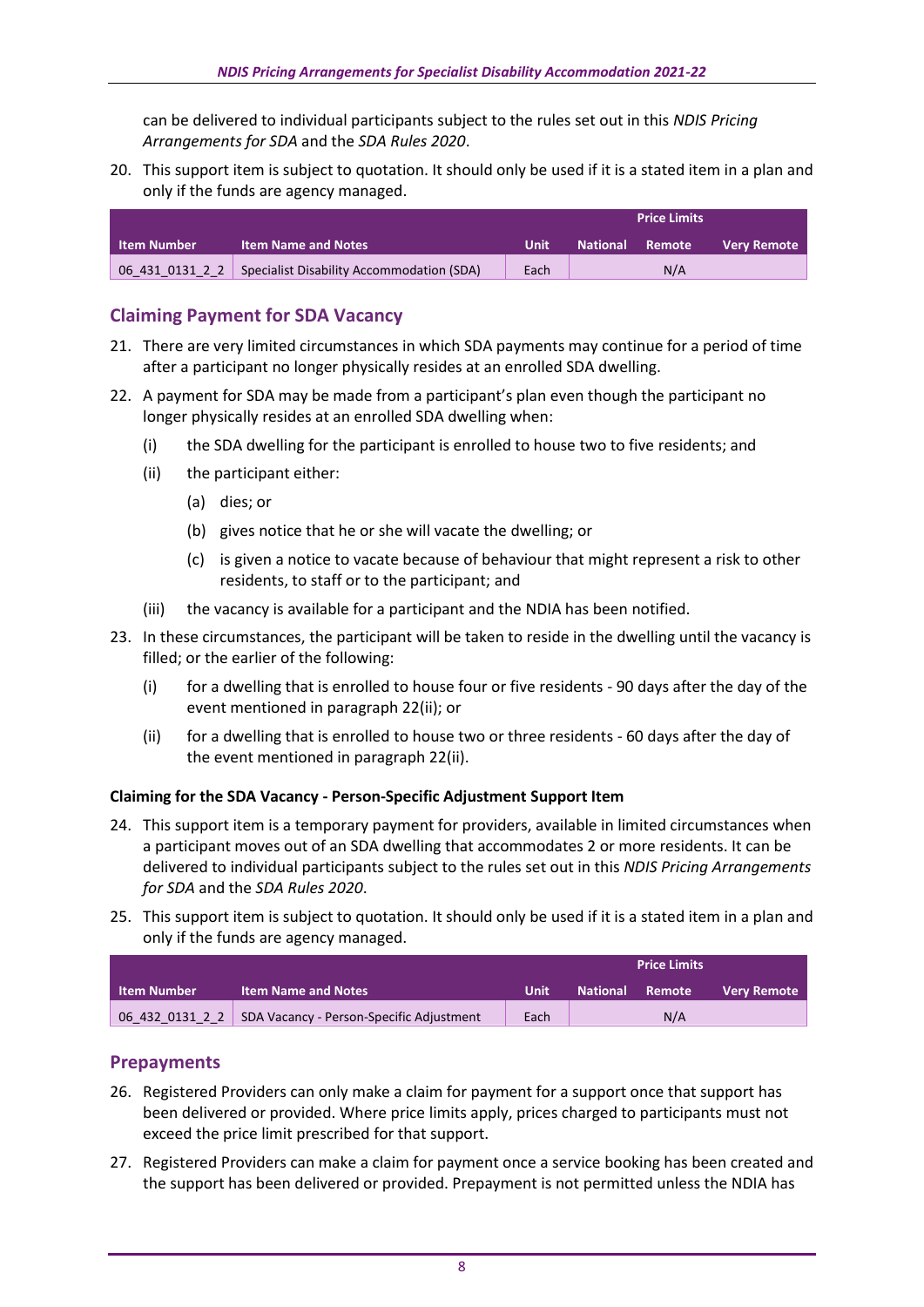can be delivered to individual participants subject to the rules set out in this *NDIS Pricing Arrangements for SDA* and the *SDA Rules 2020*.

20. This support item is subject to quotation. It should only be used if it is a stated item in a plan and only if the funds are agency managed.

| | | | Price Limits | | |
|---|---|---|---|---|---|
| **Item Number** | **Item Name and Notes** | **Unit** | **National** | **Remote** | **Very Remote** |
| 06_431_0131_2_2 | Specialist Disability Accommodation (SDA) | Each | | N/A | |

## Claiming Payment for SDA Vacancy

21. There are very limited circumstances in which SDA payments may continue for a period of time after a participant no longer physically resides at an enrolled SDA dwelling.

22. A payment for SDA may be made from a participant's plan even though the participant no longer physically resides at an enrolled SDA dwelling when:

    (i) the SDA dwelling for the participant is enrolled to house two to five residents; and

    (ii) the participant either:

    (a) dies; or

    (b) gives notice that he or she will vacate the dwelling; or

    (c) is given a notice to vacate because of behaviour that might represent a risk to other residents, to staff or to the participant; and

    (iii) the vacancy is available for a participant and the NDIA has been notified.

23. In these circumstances, the participant will be taken to reside in the dwelling until the vacancy is filled; or the earlier of the following:

    (i) for a dwelling that is enrolled to house four or five residents - 90 days after the day of the event mentioned in paragraph 22(ii); or

    (ii) for a dwelling that is enrolled to house two or three residents - 60 days after the day of the event mentioned in paragraph 22(ii).

#### Claiming for the SDA Vacancy - Person-Specific Adjustment Support Item

24. This support item is a temporary payment for providers, available in limited circumstances when a participant moves out of an SDA dwelling that accommodates 2 or more residents. It can be delivered to individual participants subject to the rules set out in this *NDIS Pricing Arrangements for SDA* and the *SDA Rules 2020*.

25. This support item is subject to quotation. It should only be used if it is a stated item in a plan and only if the funds are agency managed.

| | | | Price Limits | | |
|---|---|---|---|---|---|
| **Item Number** | **Item Name and Notes** | **Unit** | **National** | **Remote** | **Very Remote** |
| 06_432_0131_2_2 | SDA Vacancy - Person-Specific Adjustment | Each | | N/A | |

## Prepayments

26. Registered Providers can only make a claim for payment for a support once that support has been delivered or provided. Where price limits apply, prices charged to participants must not exceed the price limit prescribed for that support.

27. Registered Providers can make a claim for payment once a service booking has been created and the support has been delivered or provided. Prepayment is not permitted unless the NDIA has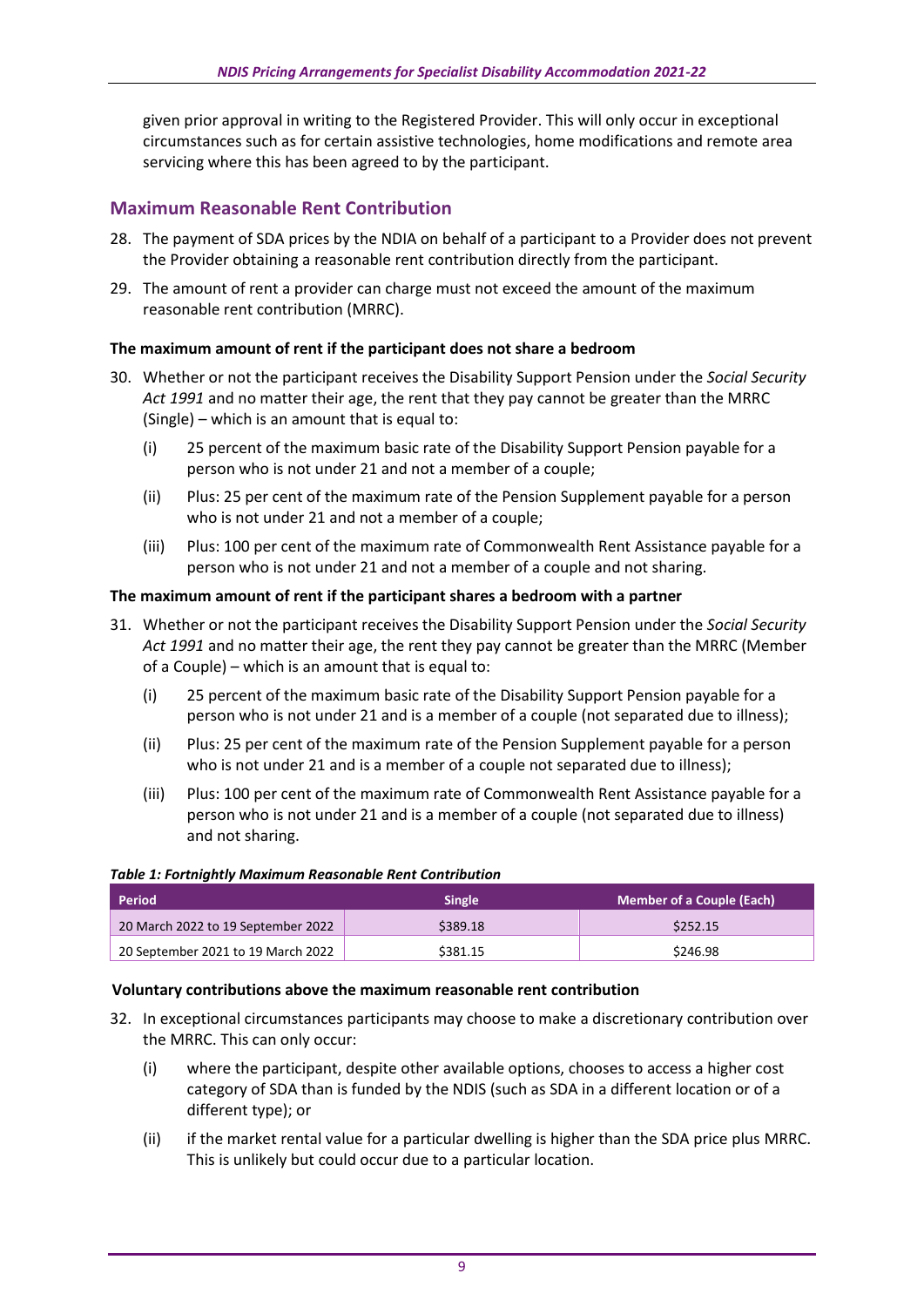given prior approval in writing to the Registered Provider. This will only occur in exceptional circumstances such as for certain assistive technologies, home modifications and remote area servicing where this has been agreed to by the participant.

## Maximum Reasonable Rent Contribution

28. The payment of SDA prices by the NDIA on behalf of a participant to a Provider does not prevent the Provider obtaining a reasonable rent contribution directly from the participant.
29. The amount of rent a provider can charge must not exceed the amount of the maximum reasonable rent contribution (MRRC).

### The maximum amount of rent if the participant does not share a bedroom

30. Whether or not the participant receives the Disability Support Pension under the *Social Security Act 1991* and no matter their age, the rent that they pay cannot be greater than the MRRC (Single) – which is an amount that is equal to:
    (i) 25 percent of the maximum basic rate of the Disability Support Pension payable for a person who is not under 21 and not a member of a couple;
    (ii) Plus: 25 per cent of the maximum rate of the Pension Supplement payable for a person who is not under 21 and not a member of a couple;
    (iii) Plus: 100 per cent of the maximum rate of Commonwealth Rent Assistance payable for a person who is not under 21 and not a member of a couple and not sharing.

### The maximum amount of rent if the participant shares a bedroom with a partner

31. Whether or not the participant receives the Disability Support Pension under the *Social Security Act 1991* and no matter their age, the rent they pay cannot be greater than the MRRC (Member of a Couple) – which is an amount that is equal to:
    (i) 25 percent of the maximum basic rate of the Disability Support Pension payable for a person who is not under 21 and is a member of a couple (not separated due to illness);
    (ii) Plus: 25 per cent of the maximum rate of the Pension Supplement payable for a person who is not under 21 and is a member of a couple not separated due to illness);
    (iii) Plus: 100 per cent of the maximum rate of Commonwealth Rent Assistance payable for a person who is not under 21 and is a member of a couple (not separated due to illness) and not sharing.

***Table 1: Fortnightly Maximum Reasonable Rent Contribution***

| Period | Single | Member of a Couple (Each) |
|---|---|---|
| 20 March 2022 to 19 September 2022 | $389.18 | $252.15 |
| 20 September 2021 to 19 March 2022 | $381.15 | $246.98 |

### Voluntary contributions above the maximum reasonable rent contribution

32. In exceptional circumstances participants may choose to make a discretionary contribution over the MRRC. This can only occur:
    (i) where the participant, despite other available options, chooses to access a higher cost category of SDA than is funded by the NDIS (such as SDA in a different location or of a different type); or
    (ii) if the market rental value for a particular dwelling is higher than the SDA price plus MRRC. This is unlikely but could occur due to a particular location.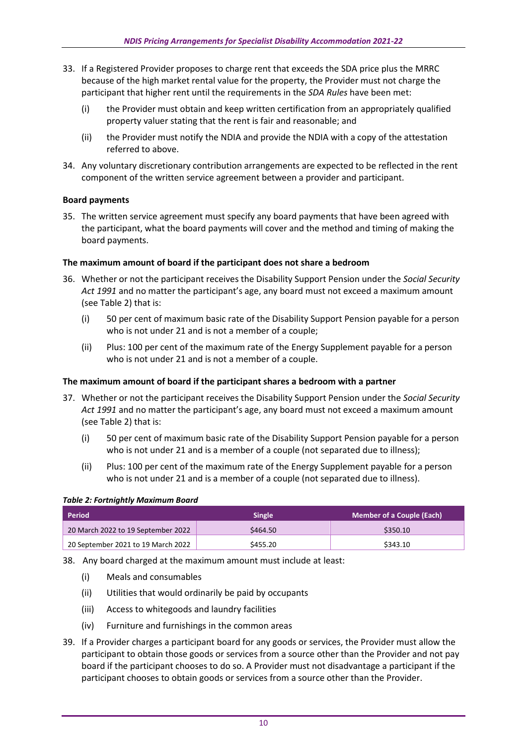33. If a Registered Provider proposes to charge rent that exceeds the SDA price plus the MRRC because of the high market rental value for the property, the Provider must not charge the participant that higher rent until the requirements in the *SDA Rules* have been met:

    (i) the Provider must obtain and keep written certification from an appropriately qualified property valuer stating that the rent is fair and reasonable; and

    (ii) the Provider must notify the NDIA and provide the NDIA with a copy of the attestation referred to above.

34. Any voluntary discretionary contribution arrangements are expected to be reflected in the rent component of the written service agreement between a provider and participant.

**Board payments**

35. The written service agreement must specify any board payments that have been agreed with the participant, what the board payments will cover and the method and timing of making the board payments.

**The maximum amount of board if the participant does not share a bedroom**

36. Whether or not the participant receives the Disability Support Pension under the *Social Security Act 1991* and no matter the participant's age, any board must not exceed a maximum amount (see Table 2) that is:

    (i) 50 per cent of maximum basic rate of the Disability Support Pension payable for a person who is not under 21 and is not a member of a couple;

    (ii) Plus: 100 per cent of the maximum rate of the Energy Supplement payable for a person who is not under 21 and is not a member of a couple.

**The maximum amount of board if the participant shares a bedroom with a partner**

37. Whether or not the participant receives the Disability Support Pension under the *Social Security Act 1991* and no matter the participant's age, any board must not exceed a maximum amount (see Table 2) that is:

    (i) 50 per cent of maximum basic rate of the Disability Support Pension payable for a person who is not under 21 and is a member of a couple (not separated due to illness);

    (ii) Plus: 100 per cent of the maximum rate of the Energy Supplement payable for a person who is not under 21 and is a member of a couple (not separated due to illness).

***Table 2: Fortnightly Maximum Board***

| Period | Single | Member of a Couple (Each) |
|---|---|---|
| 20 March 2022 to 19 September 2022 | $464.50 | $350.10 |
| 20 September 2021 to 19 March 2022 | $455.20 | $343.10 |

38. Any board charged at the maximum amount must include at least:

    (i) Meals and consumables

    (ii) Utilities that would ordinarily be paid by occupants

    (iii) Access to whitegoods and laundry facilities

    (iv) Furniture and furnishings in the common areas

39. If a Provider charges a participant board for any goods or services, the Provider must allow the participant to obtain those goods or services from a source other than the Provider and not pay board if the participant chooses to do so. A Provider must not disadvantage a participant if the participant chooses to obtain goods or services from a source other than the Provider.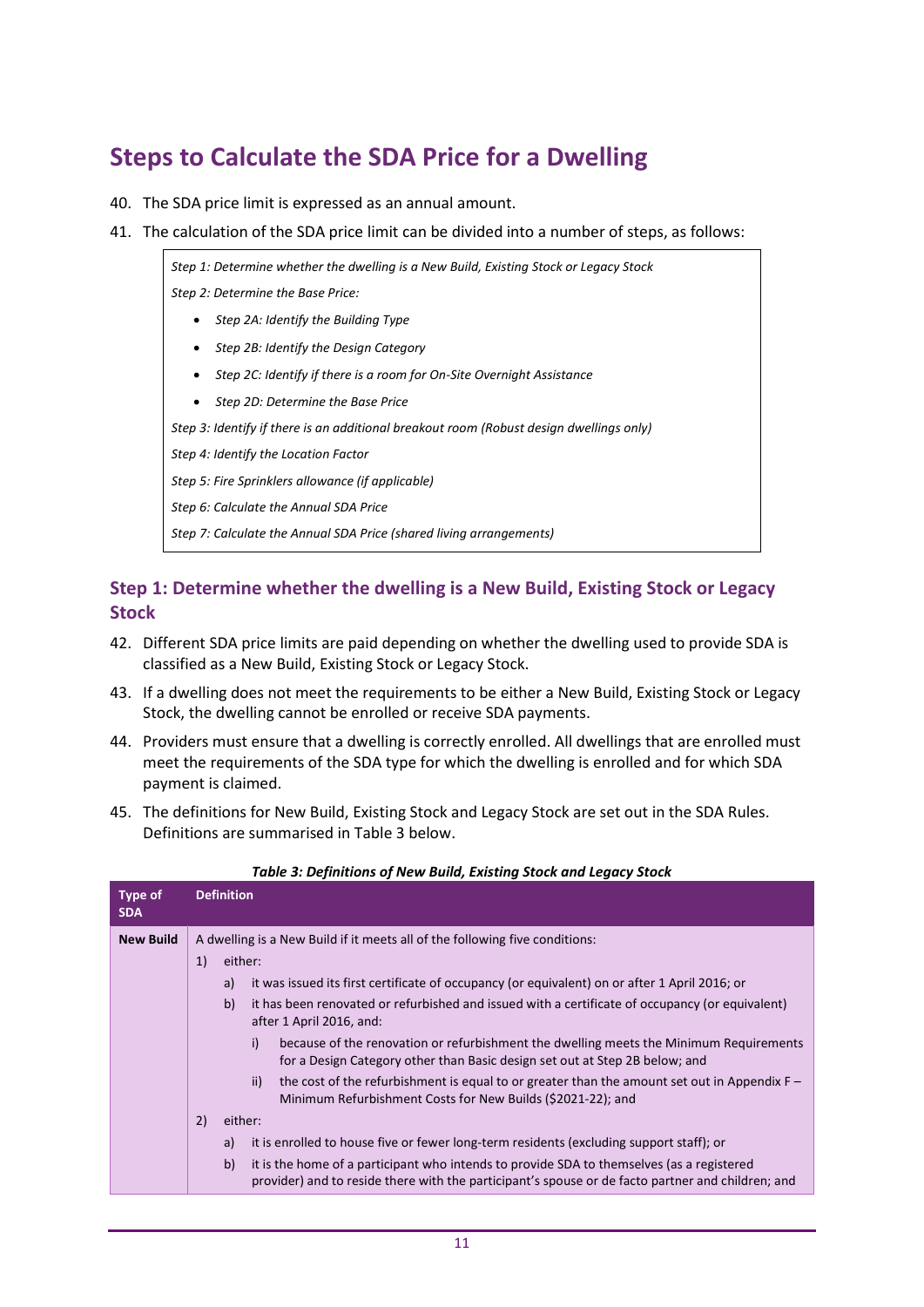# Steps to Calculate the SDA Price for a Dwelling

40. The SDA price limit is expressed as an annual amount.
41. The calculation of the SDA price limit can be divided into a number of steps, as follows:

*Step 1: Determine whether the dwelling is a New Build, Existing Stock or Legacy Stock*

*Step 2: Determine the Base Price:*

- *Step 2A: Identify the Building Type*
- *Step 2B: Identify the Design Category*
- *Step 2C: Identify if there is a room for On-Site Overnight Assistance*
- *Step 2D: Determine the Base Price*

*Step 3: Identify if there is an additional breakout room (Robust design dwellings only)*

*Step 4: Identify the Location Factor*

*Step 5: Fire Sprinklers allowance (if applicable)*

*Step 6: Calculate the Annual SDA Price*

*Step 7: Calculate the Annual SDA Price (shared living arrangements)*

## Step 1: Determine whether the dwelling is a New Build, Existing Stock or Legacy Stock

42. Different SDA price limits are paid depending on whether the dwelling used to provide SDA is classified as a New Build, Existing Stock or Legacy Stock.
43. If a dwelling does not meet the requirements to be either a New Build, Existing Stock or Legacy Stock, the dwelling cannot be enrolled or receive SDA payments.
44. Providers must ensure that a dwelling is correctly enrolled. All dwellings that are enrolled must meet the requirements of the SDA type for which the dwelling is enrolled and for which SDA payment is claimed.
45. The definitions for New Build, Existing Stock and Legacy Stock are set out in the SDA Rules. Definitions are summarised in Table 3 below.

***Table 3: Definitions of New Build, Existing Stock and Legacy Stock***

| Type of SDA | Definition |
|---|---|
| **New Build** | A dwelling is a New Build if it meets all of the following five conditions:<br>1) either:<br>a) it was issued its first certificate of occupancy (or equivalent) on or after 1 April 2016; or<br>b) it has been renovated or refurbished and issued with a certificate of occupancy (or equivalent) after 1 April 2016, and:<br>i) because of the renovation or refurbishment the dwelling meets the Minimum Requirements for a Design Category other than Basic design set out at Step 2B below; and<br>ii) the cost of the refurbishment is equal to or greater than the amount set out in Appendix F – Minimum Refurbishment Costs for New Builds ($2021-22); and<br>2) either:<br>a) it is enrolled to house five or fewer long-term residents (excluding support staff); or<br>b) it is the home of a participant who intends to provide SDA to themselves (as a registered provider) and to reside there with the participant's spouse or de facto partner and children; and |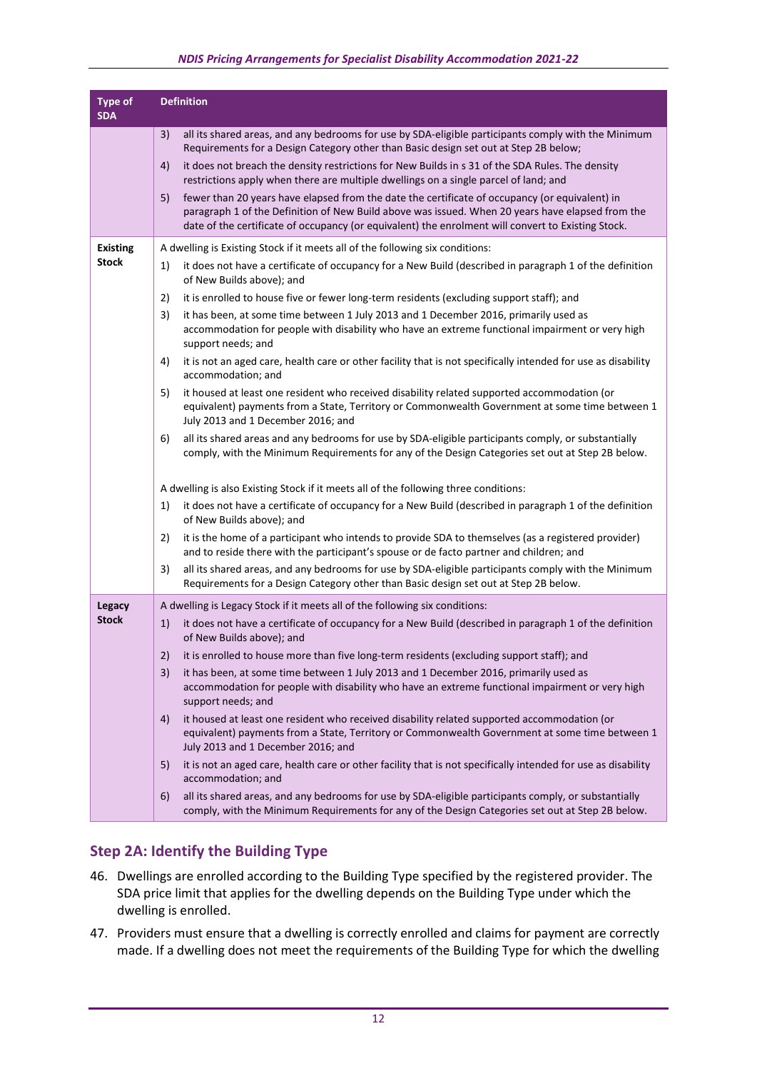| Type of SDA | Definition |
|---|---|
| | 3) all its shared areas, and any bedrooms for use by SDA-eligible participants comply with the Minimum Requirements for a Design Category other than Basic design set out at Step 2B below;<br>4) it does not breach the density restrictions for New Builds in s 31 of the SDA Rules. The density restrictions apply when there are multiple dwellings on a single parcel of land; and<br>5) fewer than 20 years have elapsed from the date the certificate of occupancy (or equivalent) in paragraph 1 of the Definition of New Build above was issued. When 20 years have elapsed from the date of the certificate of occupancy (or equivalent) the enrolment will convert to Existing Stock. |
| **Existing Stock** | A dwelling is Existing Stock if it meets all of the following six conditions:<br>1) it does not have a certificate of occupancy for a New Build (described in paragraph 1 of the definition of New Builds above); and<br>2) it is enrolled to house five or fewer long-term residents (excluding support staff); and<br>3) it has been, at some time between 1 July 2013 and 1 December 2016, primarily used as accommodation for people with disability who have an extreme functional impairment or very high support needs; and<br>4) it is not an aged care, health care or other facility that is not specifically intended for use as disability accommodation; and<br>5) it housed at least one resident who received disability related supported accommodation (or equivalent) payments from a State, Territory or Commonwealth Government at some time between 1 July 2013 and 1 December 2016; and<br>6) all its shared areas and any bedrooms for use by SDA-eligible participants comply, or substantially comply, with the Minimum Requirements for any of the Design Categories set out at Step 2B below.<br><br>A dwelling is also Existing Stock if it meets all of the following three conditions:<br>1) it does not have a certificate of occupancy for a New Build (described in paragraph 1 of the definition of New Builds above); and<br>2) it is the home of a participant who intends to provide SDA to themselves (as a registered provider) and to reside there with the participant's spouse or de facto partner and children; and<br>3) all its shared areas, and any bedrooms for use by SDA-eligible participants comply with the Minimum Requirements for a Design Category other than Basic design set out at Step 2B below. |
| **Legacy Stock** | A dwelling is Legacy Stock if it meets all of the following six conditions:<br>1) it does not have a certificate of occupancy for a New Build (described in paragraph 1 of the definition of New Builds above); and<br>2) it is enrolled to house more than five long-term residents (excluding support staff); and<br>3) it has been, at some time between 1 July 2013 and 1 December 2016, primarily used as accommodation for people with disability who have an extreme functional impairment or very high support needs; and<br>4) it housed at least one resident who received disability related supported accommodation (or equivalent) payments from a State, Territory or Commonwealth Government at some time between 1 July 2013 and 1 December 2016; and<br>5) it is not an aged care, health care or other facility that is not specifically intended for use as disability accommodation; and<br>6) all its shared areas, and any bedrooms for use by SDA-eligible participants comply, or substantially comply, with the Minimum Requirements for any of the Design Categories set out at Step 2B below. |

## Step 2A: Identify the Building Type

46. Dwellings are enrolled according to the Building Type specified by the registered provider. The SDA price limit that applies for the dwelling depends on the Building Type under which the dwelling is enrolled.

47. Providers must ensure that a dwelling is correctly enrolled and claims for payment are correctly made. If a dwelling does not meet the requirements of the Building Type for which the dwelling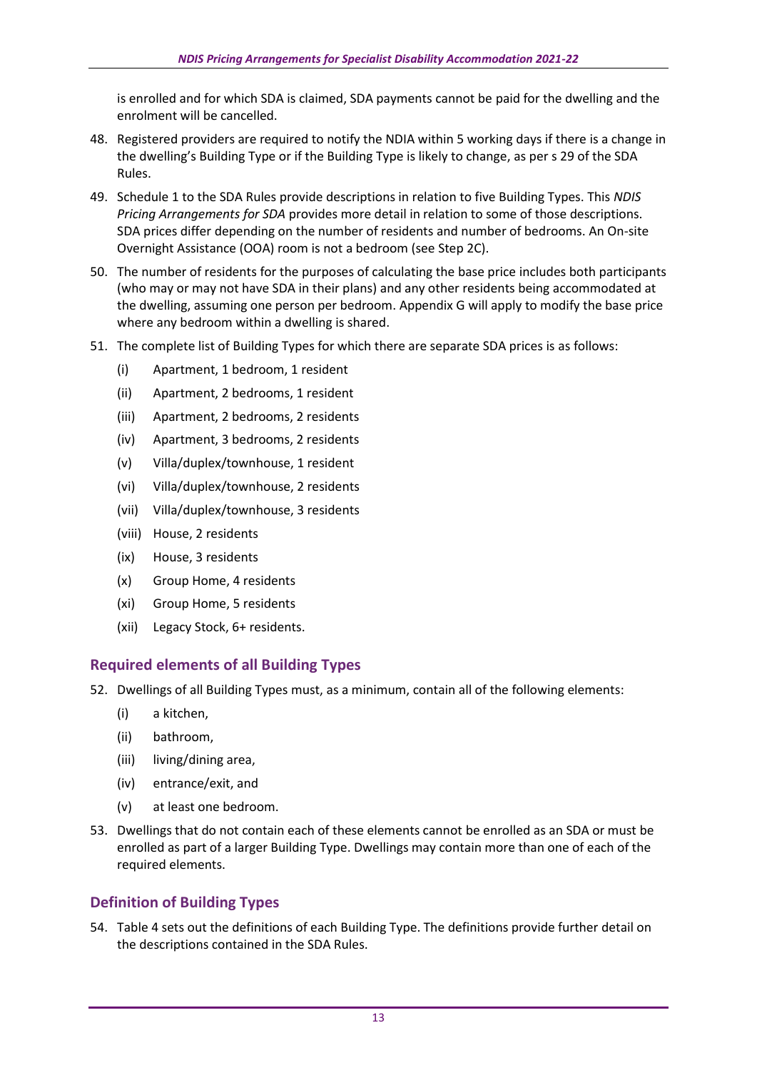is enrolled and for which SDA is claimed, SDA payments cannot be paid for the dwelling and the enrolment will be cancelled.

48. Registered providers are required to notify the NDIA within 5 working days if there is a change in the dwelling's Building Type or if the Building Type is likely to change, as per s 29 of the SDA Rules.

49. Schedule 1 to the SDA Rules provide descriptions in relation to five Building Types. This *NDIS Pricing Arrangements for SDA* provides more detail in relation to some of those descriptions. SDA prices differ depending on the number of residents and number of bedrooms. An On-site Overnight Assistance (OOA) room is not a bedroom (see Step 2C).

50. The number of residents for the purposes of calculating the base price includes both participants (who may or may not have SDA in their plans) and any other residents being accommodated at the dwelling, assuming one person per bedroom. Appendix G will apply to modify the base price where any bedroom within a dwelling is shared.

51. The complete list of Building Types for which there are separate SDA prices is as follows:
    - (i) Apartment, 1 bedroom, 1 resident
    - (ii) Apartment, 2 bedrooms, 1 resident
    - (iii) Apartment, 2 bedrooms, 2 residents
    - (iv) Apartment, 3 bedrooms, 2 residents
    - (v) Villa/duplex/townhouse, 1 resident
    - (vi) Villa/duplex/townhouse, 2 residents
    - (vii) Villa/duplex/townhouse, 3 residents
    - (viii) House, 2 residents
    - (ix) House, 3 residents
    - (x) Group Home, 4 residents
    - (xi) Group Home, 5 residents
    - (xii) Legacy Stock, 6+ residents.

## Required elements of all Building Types

52. Dwellings of all Building Types must, as a minimum, contain all of the following elements:
    - (i) a kitchen,
    - (ii) bathroom,
    - (iii) living/dining area,
    - (iv) entrance/exit, and
    - (v) at least one bedroom.

53. Dwellings that do not contain each of these elements cannot be enrolled as an SDA or must be enrolled as part of a larger Building Type. Dwellings may contain more than one of each of the required elements.

## Definition of Building Types

54. Table 4 sets out the definitions of each Building Type. The definitions provide further detail on the descriptions contained in the SDA Rules.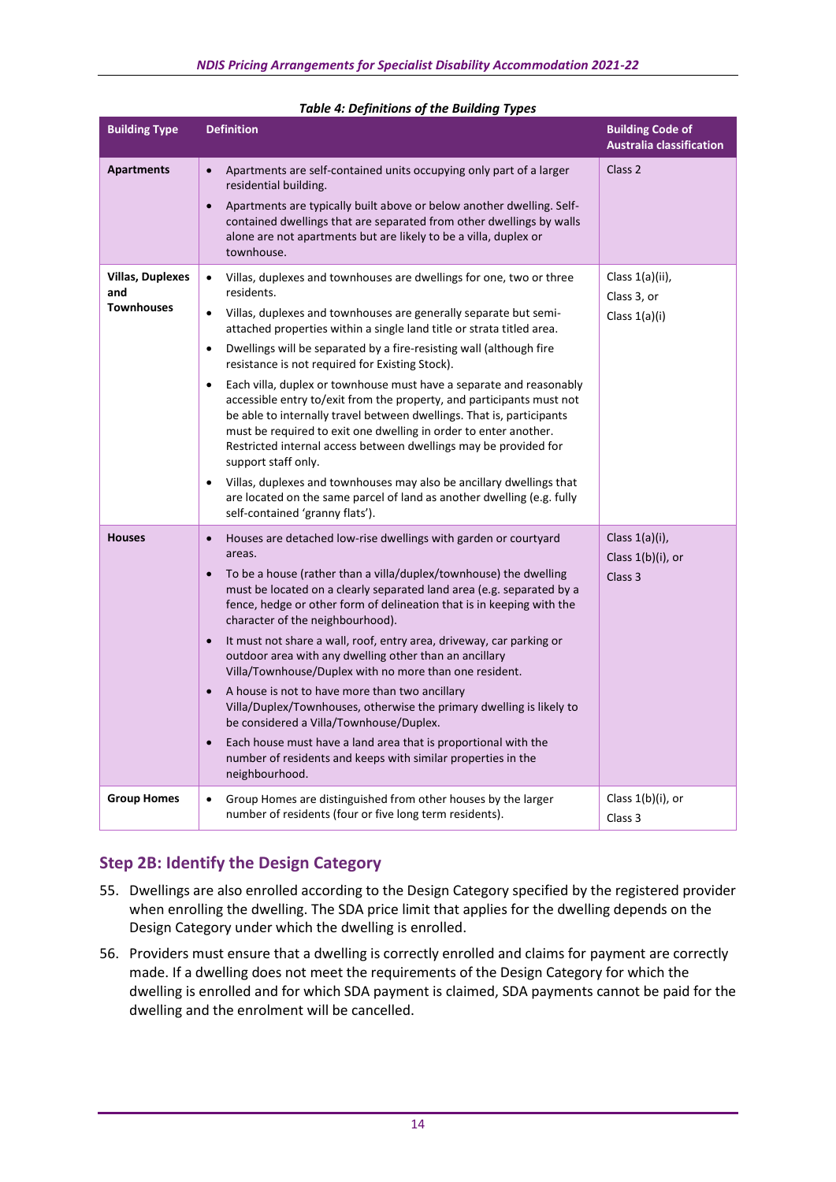*Table 4: Definitions of the Building Types*

| Building Type | Definition | Building Code of Australia classification |
|---|---|---|
| **Apartments** | • Apartments are self-contained units occupying only part of a larger residential building.<br>• Apartments are typically built above or below another dwelling. Self-contained dwellings that are separated from other dwellings by walls alone are not apartments but are likely to be a villa, duplex or townhouse. | Class 2 |
| **Villas, Duplexes and Townhouses** | • Villas, duplexes and townhouses are dwellings for one, two or three residents.<br>• Villas, duplexes and townhouses are generally separate but semi-attached properties within a single land title or strata titled area.<br>• Dwellings will be separated by a fire-resisting wall (although fire resistance is not required for Existing Stock).<br>• Each villa, duplex or townhouse must have a separate and reasonably accessible entry to/exit from the property, and participants must not be able to internally travel between dwellings. That is, participants must be required to exit one dwelling in order to enter another. Restricted internal access between dwellings may be provided for support staff only.<br>• Villas, duplexes and townhouses may also be ancillary dwellings that are located on the same parcel of land as another dwelling (e.g. fully self-contained 'granny flats'). | Class 1(a)(ii),<br>Class 3, or<br>Class 1(a)(i) |
| **Houses** | • Houses are detached low-rise dwellings with garden or courtyard areas.<br>• To be a house (rather than a villa/duplex/townhouse) the dwelling must be located on a clearly separated land area (e.g. separated by a fence, hedge or other form of delineation that is in keeping with the character of the neighbourhood).<br>• It must not share a wall, roof, entry area, driveway, car parking or outdoor area with any dwelling other than an ancillary Villa/Townhouse/Duplex with no more than one resident.<br>• A house is not to have more than two ancillary Villa/Duplex/Townhouses, otherwise the primary dwelling is likely to be considered a Villa/Townhouse/Duplex.<br>• Each house must have a land area that is proportional with the number of residents and keeps with similar properties in the neighbourhood. | Class 1(a)(i),<br>Class 1(b)(i), or<br>Class 3 |
| **Group Homes** | • Group Homes are distinguished from other houses by the larger number of residents (four or five long term residents). | Class 1(b)(i), or<br>Class 3 |

## Step 2B: Identify the Design Category

55. Dwellings are also enrolled according to the Design Category specified by the registered provider when enrolling the dwelling. The SDA price limit that applies for the dwelling depends on the Design Category under which the dwelling is enrolled.

56. Providers must ensure that a dwelling is correctly enrolled and claims for payment are correctly made. If a dwelling does not meet the requirements of the Design Category for which the dwelling is enrolled and for which SDA payment is claimed, SDA payments cannot be paid for the dwelling and the enrolment will be cancelled.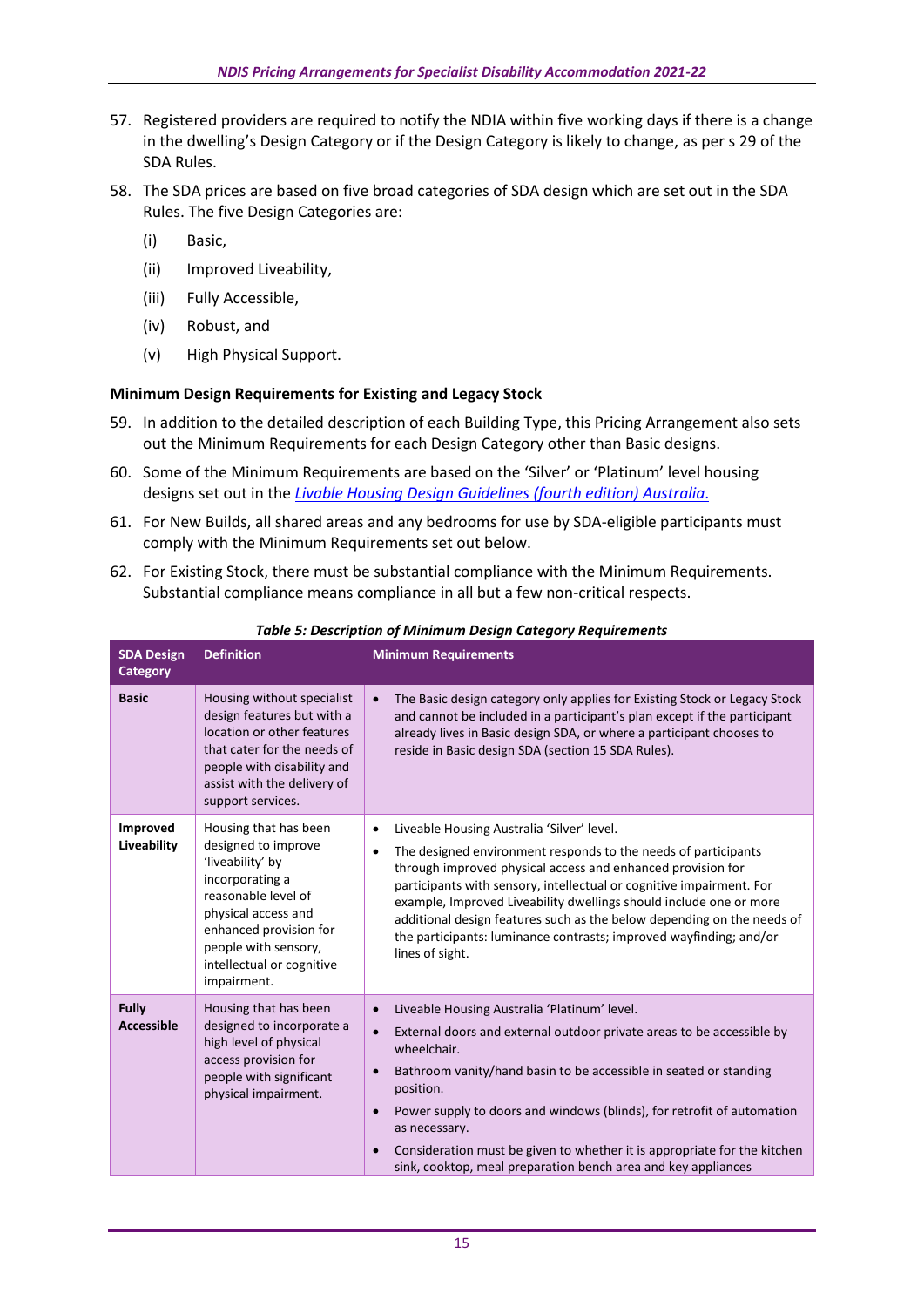57. Registered providers are required to notify the NDIA within five working days if there is a change in the dwelling's Design Category or if the Design Category is likely to change, as per s 29 of the SDA Rules.

58. The SDA prices are based on five broad categories of SDA design which are set out in the SDA Rules. The five Design Categories are:

    (i) Basic,

    (ii) Improved Liveability,

    (iii) Fully Accessible,

    (iv) Robust, and

    (v) High Physical Support.

### Minimum Design Requirements for Existing and Legacy Stock

59. In addition to the detailed description of each Building Type, this Pricing Arrangement also sets out the Minimum Requirements for each Design Category other than Basic designs.

60. Some of the Minimum Requirements are based on the 'Silver' or 'Platinum' level housing designs set out in the *[Livable Housing Design Guidelines (fourth edition) Australia](Livable Housing Design Guidelines (fourth edition) Australia)*.

61. For New Builds, all shared areas and any bedrooms for use by SDA-eligible participants must comply with the Minimum Requirements set out below.

62. For Existing Stock, there must be substantial compliance with the Minimum Requirements. Substantial compliance means compliance in all but a few non-critical respects.

***Table 5: Description of Minimum Design Category Requirements***

| SDA Design Category | Definition | Minimum Requirements |
|---|---|---|
| **Basic** | Housing without specialist design features but with a location or other features that cater for the needs of people with disability and assist with the delivery of support services. | • The Basic design category only applies for Existing Stock or Legacy Stock and cannot be included in a participant's plan except if the participant already lives in Basic design SDA, or where a participant chooses to reside in Basic design SDA (section 15 SDA Rules). |
| **Improved Liveability** | Housing that has been designed to improve 'liveability' by incorporating a reasonable level of physical access and enhanced provision for people with sensory, intellectual or cognitive impairment. | • Liveable Housing Australia 'Silver' level.<br>• The designed environment responds to the needs of participants through improved physical access and enhanced provision for participants with sensory, intellectual or cognitive impairment. For example, Improved Liveability dwellings should include one or more additional design features such as the below depending on the needs of the participants: luminance contrasts; improved wayfinding; and/or lines of sight. |
| **Fully Accessible** | Housing that has been designed to incorporate a high level of physical access provision for people with significant physical impairment. | • Liveable Housing Australia 'Platinum' level.<br>• External doors and external outdoor private areas to be accessible by wheelchair.<br>• Bathroom vanity/hand basin to be accessible in seated or standing position.<br>• Power supply to doors and windows (blinds), for retrofit of automation as necessary.<br>• Consideration must be given to whether it is appropriate for the kitchen sink, cooktop, meal preparation bench area and key appliances |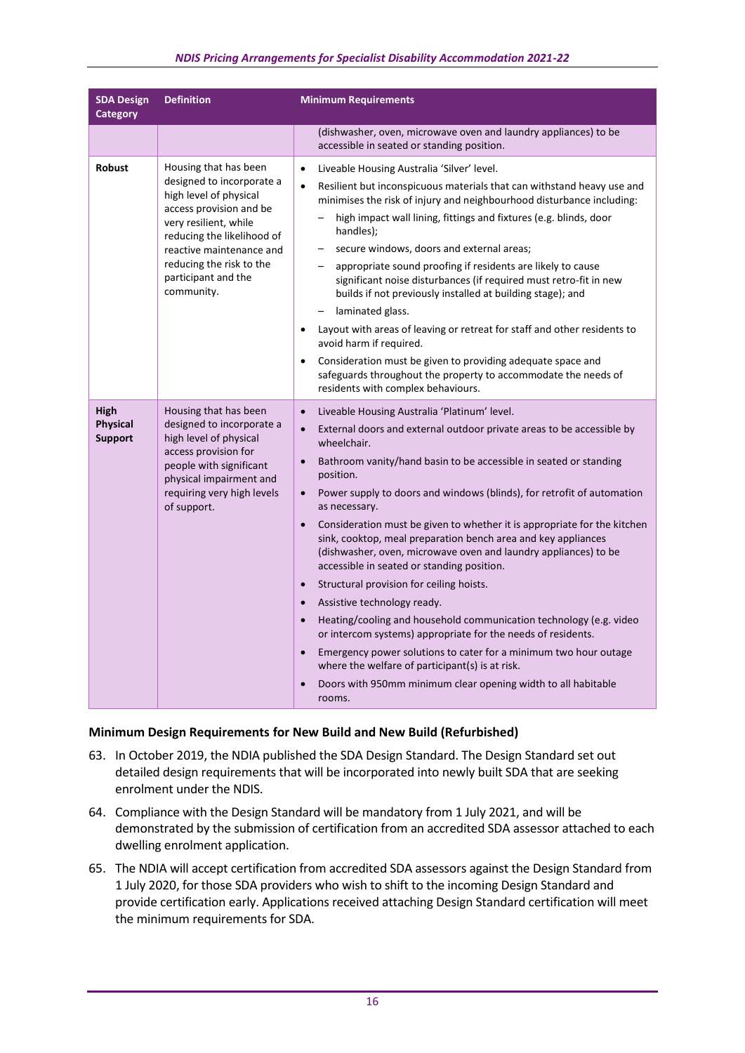| SDA Design Category | Definition | Minimum Requirements |
|---|---|---|
| | | (dishwasher, oven, microwave oven and laundry appliances) to be accessible in seated or standing position. |
| **Robust** | Housing that has been designed to incorporate a high level of physical access provision and be very resilient, while reducing the likelihood of reactive maintenance and reducing the risk to the participant and the community. | • Liveable Housing Australia 'Silver' level.<br>• Resilient but inconspicuous materials that can withstand heavy use and minimises the risk of injury and neighbourhood disturbance including:<br>– high impact wall lining, fittings and fixtures (e.g. blinds, door handles);<br>– secure windows, doors and external areas;<br>– appropriate sound proofing if residents are likely to cause significant noise disturbances (if required must retro-fit in new builds if not previously installed at building stage); and<br>– laminated glass.<br>• Layout with areas of leaving or retreat for staff and other residents to avoid harm if required.<br>• Consideration must be given to providing adequate space and safeguards throughout the property to accommodate the needs of residents with complex behaviours. |
| **High Physical Support** | Housing that has been designed to incorporate a high level of physical access provision for people with significant physical impairment and requiring very high levels of support. | • Liveable Housing Australia 'Platinum' level.<br>• External doors and external outdoor private areas to be accessible by wheelchair.<br>• Bathroom vanity/hand basin to be accessible in seated or standing position.<br>• Power supply to doors and windows (blinds), for retrofit of automation as necessary.<br>• Consideration must be given to whether it is appropriate for the kitchen sink, cooktop, meal preparation bench area and key appliances (dishwasher, oven, microwave oven and laundry appliances) to be accessible in seated or standing position.<br>• Structural provision for ceiling hoists.<br>• Assistive technology ready.<br>• Heating/cooling and household communication technology (e.g. video or intercom systems) appropriate for the needs of residents.<br>• Emergency power solutions to cater for a minimum two hour outage where the welfare of participant(s) is at risk.<br>• Doors with 950mm minimum clear opening width to all habitable rooms. |

**Minimum Design Requirements for New Build and New Build (Refurbished)**

63. In October 2019, the NDIA published the SDA Design Standard. The Design Standard set out detailed design requirements that will be incorporated into newly built SDA that are seeking enrolment under the NDIS.

64. Compliance with the Design Standard will be mandatory from 1 July 2021, and will be demonstrated by the submission of certification from an accredited SDA assessor attached to each dwelling enrolment application.

65. The NDIA will accept certification from accredited SDA assessors against the Design Standard from 1 July 2020, for those SDA providers who wish to shift to the incoming Design Standard and provide certification early. Applications received attaching Design Standard certification will meet the minimum requirements for SDA.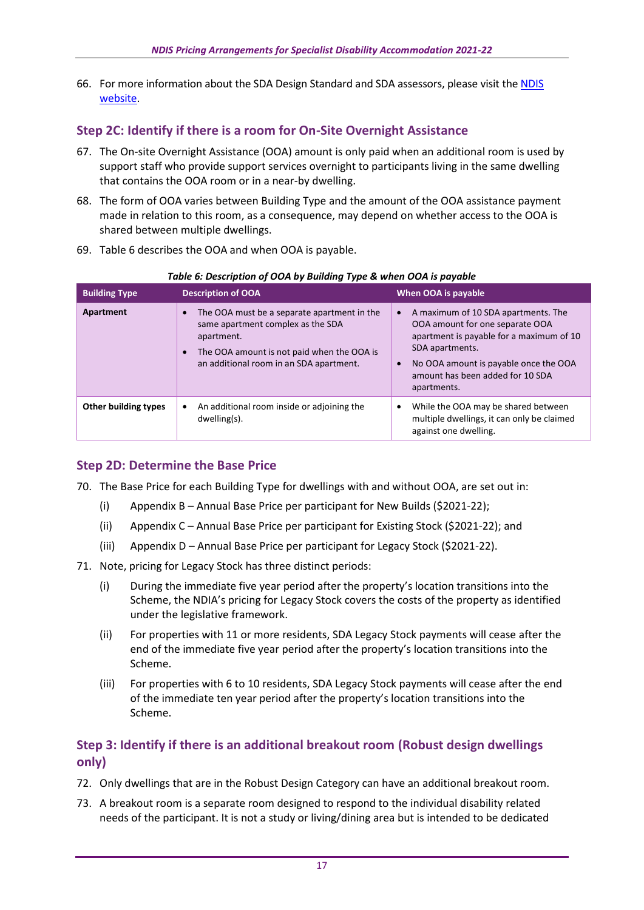66. For more information about the SDA Design Standard and SDA assessors, please visit the [NDIS website](NDIS website).

## Step 2C: Identify if there is a room for On-Site Overnight Assistance

67. The On-site Overnight Assistance (OOA) amount is only paid when an additional room is used by support staff who provide support services overnight to participants living in the same dwelling that contains the OOA room or in a near-by dwelling.

68. The form of OOA varies between Building Type and the amount of the OOA assistance payment made in relation to this room, as a consequence, may depend on whether access to the OOA is shared between multiple dwellings.

69. Table 6 describes the OOA and when OOA is payable.

*Table 6: Description of OOA by Building Type & when OOA is payable*

| Building Type | Description of OOA | When OOA is payable |
|---|---|---|
| **Apartment** | • The OOA must be a separate apartment in the same apartment complex as the SDA apartment.<br>• The OOA amount is not paid when the OOA is an additional room in an SDA apartment. | • A maximum of 10 SDA apartments. The OOA amount for one separate OOA apartment is payable for a maximum of 10 SDA apartments.<br>• No OOA amount is payable once the OOA amount has been added for 10 SDA apartments. |
| **Other building types** | • An additional room inside or adjoining the dwelling(s). | • While the OOA may be shared between multiple dwellings, it can only be claimed against one dwelling. |

## Step 2D: Determine the Base Price

70. The Base Price for each Building Type for dwellings with and without OOA, are set out in:
    (i) Appendix B – Annual Base Price per participant for New Builds ($2021-22);
    (ii) Appendix C – Annual Base Price per participant for Existing Stock ($2021-22); and
    (iii) Appendix D – Annual Base Price per participant for Legacy Stock ($2021-22).

71. Note, pricing for Legacy Stock has three distinct periods:
    (i) During the immediate five year period after the property's location transitions into the Scheme, the NDIA's pricing for Legacy Stock covers the costs of the property as identified under the legislative framework.
    (ii) For properties with 11 or more residents, SDA Legacy Stock payments will cease after the end of the immediate five year period after the property's location transitions into the Scheme.
    (iii) For properties with 6 to 10 residents, SDA Legacy Stock payments will cease after the end of the immediate ten year period after the property's location transitions into the Scheme.

## Step 3: Identify if there is an additional breakout room (Robust design dwellings only)

72. Only dwellings that are in the Robust Design Category can have an additional breakout room.

73. A breakout room is a separate room designed to respond to the individual disability related needs of the participant. It is not a study or living/dining area but is intended to be dedicated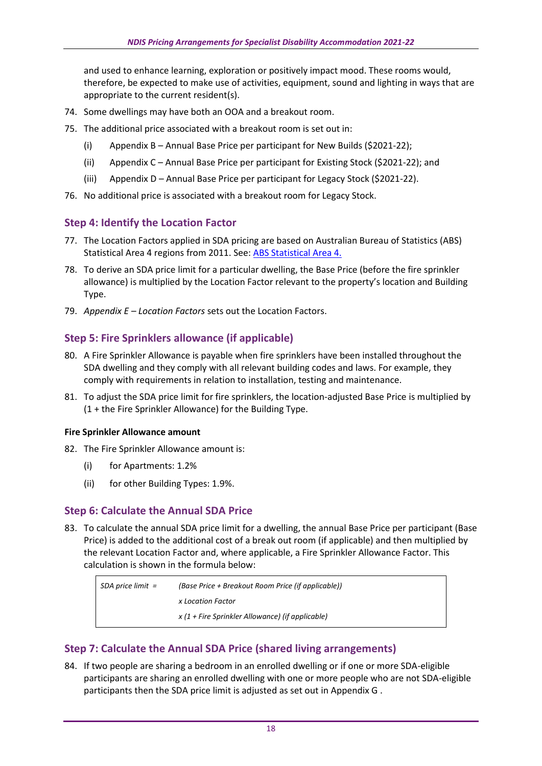and used to enhance learning, exploration or positively impact mood. These rooms would, therefore, be expected to make use of activities, equipment, sound and lighting in ways that are appropriate to the current resident(s).

74. Some dwellings may have both an OOA and a breakout room.
75. The additional price associated with a breakout room is set out in:
    (i) Appendix B – Annual Base Price per participant for New Builds ($2021-22);
    (ii) Appendix C – Annual Base Price per participant for Existing Stock ($2021-22); and
    (iii) Appendix D – Annual Base Price per participant for Legacy Stock ($2021-22).
76. No additional price is associated with a breakout room for Legacy Stock.

## Step 4: Identify the Location Factor

77. The Location Factors applied in SDA pricing are based on Australian Bureau of Statistics (ABS) Statistical Area 4 regions from 2011. See: [ABS Statistical Area 4.]
78. To derive an SDA price limit for a particular dwelling, the Base Price (before the fire sprinkler allowance) is multiplied by the Location Factor relevant to the property's location and Building Type.
79. *Appendix E – Location Factors* sets out the Location Factors.

## Step 5: Fire Sprinklers allowance (if applicable)

80. A Fire Sprinkler Allowance is payable when fire sprinklers have been installed throughout the SDA dwelling and they comply with all relevant building codes and laws. For example, they comply with requirements in relation to installation, testing and maintenance.
81. To adjust the SDA price limit for fire sprinklers, the location-adjusted Base Price is multiplied by (1 + the Fire Sprinkler Allowance) for the Building Type.

**Fire Sprinkler Allowance amount**

82. The Fire Sprinkler Allowance amount is:
    (i) for Apartments: 1.2%
    (ii) for other Building Types: 1.9%.

## Step 6: Calculate the Annual SDA Price

83. To calculate the annual SDA price limit for a dwelling, the annual Base Price per participant (Base Price) is added to the additional cost of a break out room (if applicable) and then multiplied by the relevant Location Factor and, where applicable, a Fire Sprinkler Allowance Factor. This calculation is shown in the formula below:

| *SDA price limit =* | *(Base Price + Breakout Room Price (if applicable))* |
|---|---|
| | *x Location Factor* |
| | *x (1 + Fire Sprinkler Allowance) (if applicable)* |

## Step 7: Calculate the Annual SDA Price (shared living arrangements)

84. If two people are sharing a bedroom in an enrolled dwelling or if one or more SDA-eligible participants are sharing an enrolled dwelling with one or more people who are not SDA-eligible participants then the SDA price limit is adjusted as set out in Appendix G .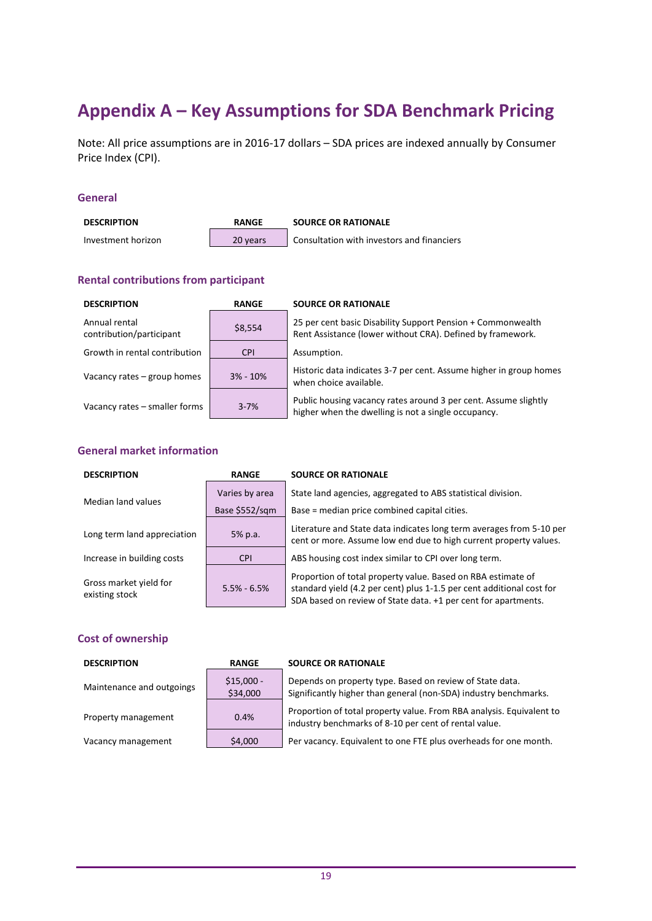# Appendix A – Key Assumptions for SDA Benchmark Pricing

Note: All price assumptions are in 2016-17 dollars – SDA prices are indexed annually by Consumer Price Index (CPI).

### General

| DESCRIPTION | RANGE | SOURCE OR RATIONALE |
|---|---|---|
| Investment horizon | 20 years | Consultation with investors and financiers |

### Rental contributions from participant

| DESCRIPTION | RANGE | SOURCE OR RATIONALE |
|---|---|---|
| Annual rental contribution/participant | $8,554 | 25 per cent basic Disability Support Pension + Commonwealth Rent Assistance (lower without CRA). Defined by framework. |
| Growth in rental contribution | CPI | Assumption. |
| Vacancy rates – group homes | 3% - 10% | Historic data indicates 3-7 per cent. Assume higher in group homes when choice available. |
| Vacancy rates – smaller forms | 3-7% | Public housing vacancy rates around 3 per cent. Assume slightly higher when the dwelling is not a single occupancy. |

### General market information

| DESCRIPTION | RANGE | SOURCE OR RATIONALE |
|---|---|---|
| Median land values | Varies by area | State land agencies, aggregated to ABS statistical division. |
| | Base $552/sqm | Base = median price combined capital cities. |
| Long term land appreciation | 5% p.a. | Literature and State data indicates long term averages from 5-10 per cent or more. Assume low end due to high current property values. |
| Increase in building costs | CPI | ABS housing cost index similar to CPI over long term. |
| Gross market yield for existing stock | 5.5% - 6.5% | Proportion of total property value. Based on RBA estimate of standard yield (4.2 per cent) plus 1-1.5 per cent additional cost for SDA based on review of State data. +1 per cent for apartments. |

### Cost of ownership

| DESCRIPTION | RANGE | SOURCE OR RATIONALE |
|---|---|---|
| Maintenance and outgoings | $15,000 - $34,000 | Depends on property type. Based on review of State data. Significantly higher than general (non-SDA) industry benchmarks. |
| Property management | 0.4% | Proportion of total property value. From RBA analysis. Equivalent to industry benchmarks of 8-10 per cent of rental value. |
| Vacancy management | $4,000 | Per vacancy. Equivalent to one FTE plus overheads for one month. |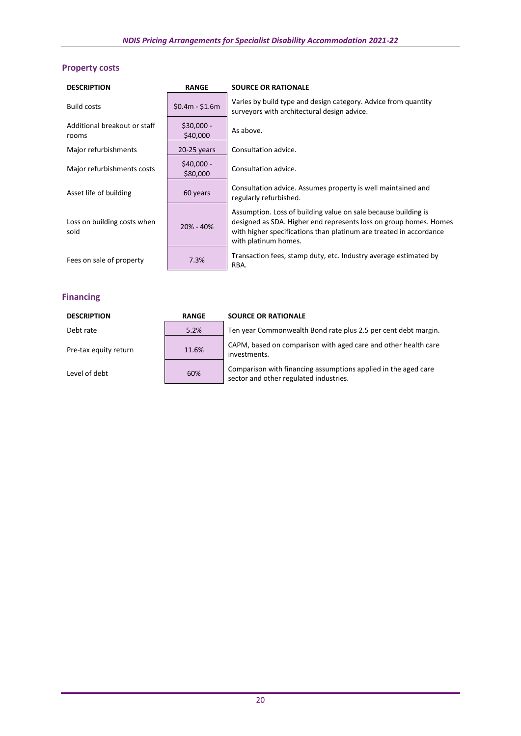## Property costs

| DESCRIPTION | RANGE | SOURCE OR RATIONALE |
|---|---|---|
| Build costs | $0.4m - $1.6m | Varies by build type and design category. Advice from quantity surveyors with architectural design advice. |
| Additional breakout or staff rooms | $30,000 - $40,000 | As above. |
| Major refurbishments | 20-25 years | Consultation advice. |
| Major refurbishments costs | $40,000 - $80,000 | Consultation advice. |
| Asset life of building | 60 years | Consultation advice. Assumes property is well maintained and regularly refurbished. |
| Loss on building costs when sold | 20% - 40% | Assumption. Loss of building value on sale because building is designed as SDA. Higher end represents loss on group homes. Homes with higher specifications than platinum are treated in accordance with platinum homes. |
| Fees on sale of property | 7.3% | Transaction fees, stamp duty, etc. Industry average estimated by RBA. |

## Financing

| DESCRIPTION | RANGE | SOURCE OR RATIONALE |
|---|---|---|
| Debt rate | 5.2% | Ten year Commonwealth Bond rate plus 2.5 per cent debt margin. |
| Pre-tax equity return | 11.6% | CAPM, based on comparison with aged care and other health care investments. |
| Level of debt | 60% | Comparison with financing assumptions applied in the aged care sector and other regulated industries. |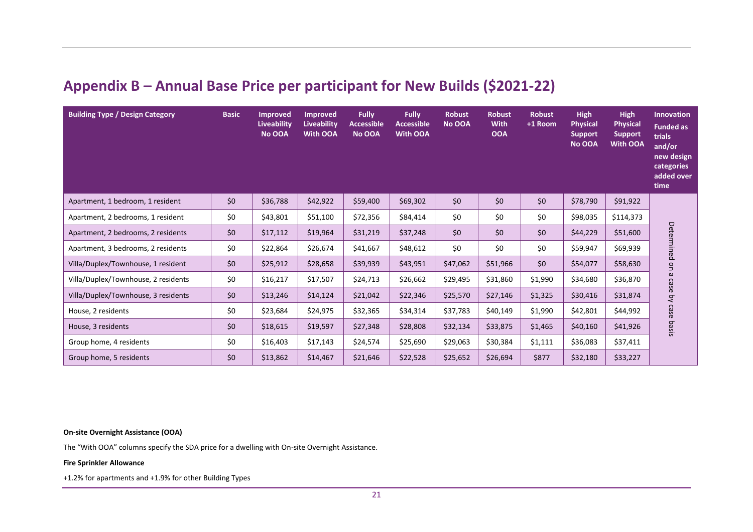# Appendix B – Annual Base Price per participant for New Builds ($2021-22)

| Building Type / Design Category | Basic | Improved Liveability No OOA | Improved Liveability With OOA | Fully Accessible No OOA | Fully Accessible With OOA | Robust No OOA | Robust With OOA | Robust +1 Room | High Physical Support No OOA | High Physical Support With OOA | Innovation Funded as trials and/or new design categories added over time |
|---|---|---|---|---|---|---|---|---|---|---|---|
| Apartment, 1 bedroom, 1 resident | $0 | $36,788 | $42,922 | $59,400 | $69,302 | $0 | $0 | $0 | $78,790 | $91,922 | Determined on a case by case basis |
| Apartment, 2 bedrooms, 1 resident | $0 | $43,801 | $51,100 | $72,356 | $84,414 | $0 | $0 | $0 | $98,035 | $114,373 | |
| Apartment, 2 bedrooms, 2 residents | $0 | $17,112 | $19,964 | $31,219 | $37,248 | $0 | $0 | $0 | $44,229 | $51,600 | |
| Apartment, 3 bedrooms, 2 residents | $0 | $22,864 | $26,674 | $41,667 | $48,612 | $0 | $0 | $0 | $59,947 | $69,939 | |
| Villa/Duplex/Townhouse, 1 resident | $0 | $25,912 | $28,658 | $39,939 | $43,951 | $47,062 | $51,966 | $0 | $54,077 | $58,630 | |
| Villa/Duplex/Townhouse, 2 residents | $0 | $16,217 | $17,507 | $24,713 | $26,662 | $29,495 | $31,860 | $1,990 | $34,680 | $36,870 | |
| Villa/Duplex/Townhouse, 3 residents | $0 | $13,246 | $14,124 | $21,042 | $22,346 | $25,570 | $27,146 | $1,325 | $30,416 | $31,874 | |
| House, 2 residents | $0 | $23,684 | $24,975 | $32,365 | $34,314 | $37,783 | $40,149 | $1,990 | $42,801 | $44,992 | |
| House, 3 residents | $0 | $18,615 | $19,597 | $27,348 | $28,808 | $32,134 | $33,875 | $1,465 | $40,160 | $41,926 | |
| Group home, 4 residents | $0 | $16,403 | $17,143 | $24,574 | $25,690 | $29,063 | $30,384 | $1,111 | $36,083 | $37,411 | |
| Group home, 5 residents | $0 | $13,862 | $14,467 | $21,646 | $22,528 | $25,652 | $26,694 | $877 | $32,180 | $33,227 | |

**On-site Overnight Assistance (OOA)**

The "With OOA" columns specify the SDA price for a dwelling with On-site Overnight Assistance.

**Fire Sprinkler Allowance**

+1.2% for apartments and +1.9% for other Building Types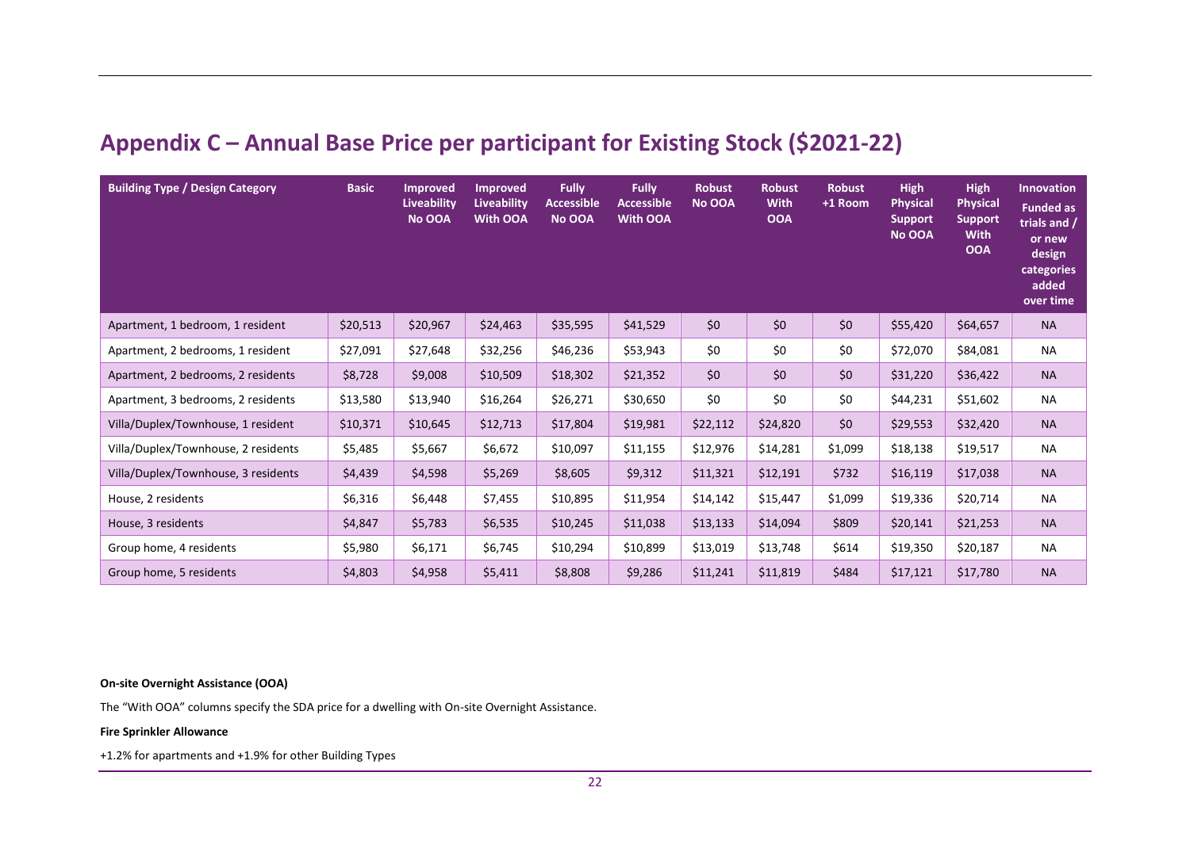# Appendix C – Annual Base Price per participant for Existing Stock ($2021-22)

| Building Type / Design Category | Basic | Improved Liveability No OOA | Improved Liveability With OOA | Fully Accessible No OOA | Fully Accessible With OOA | Robust No OOA | Robust With OOA | Robust +1 Room | High Physical Support No OOA | High Physical Support With OOA | Innovation Funded as trials and / or new design categories added over time |
|---|---|---|---|---|---|---|---|---|---|---|---|
| Apartment, 1 bedroom, 1 resident | $20,513 | $20,967 | $24,463 | $35,595 | $41,529 | $0 | $0 | $0 | $55,420 | $64,657 | NA |
| Apartment, 2 bedrooms, 1 resident | $27,091 | $27,648 | $32,256 | $46,236 | $53,943 | $0 | $0 | $0 | $72,070 | $84,081 | NA |
| Apartment, 2 bedrooms, 2 residents | $8,728 | $9,008 | $10,509 | $18,302 | $21,352 | $0 | $0 | $0 | $31,220 | $36,422 | NA |
| Apartment, 3 bedrooms, 2 residents | $13,580 | $13,940 | $16,264 | $26,271 | $30,650 | $0 | $0 | $0 | $44,231 | $51,602 | NA |
| Villa/Duplex/Townhouse, 1 resident | $10,371 | $10,645 | $12,713 | $17,804 | $19,981 | $22,112 | $24,820 | $0 | $29,553 | $32,420 | NA |
| Villa/Duplex/Townhouse, 2 residents | $5,485 | $5,667 | $6,672 | $10,097 | $11,155 | $12,976 | $14,281 | $1,099 | $18,138 | $19,517 | NA |
| Villa/Duplex/Townhouse, 3 residents | $4,439 | $4,598 | $5,269 | $8,605 | $9,312 | $11,321 | $12,191 | $732 | $16,119 | $17,038 | NA |
| House, 2 residents | $6,316 | $6,448 | $7,455 | $10,895 | $11,954 | $14,142 | $15,447 | $1,099 | $19,336 | $20,714 | NA |
| House, 3 residents | $4,847 | $5,783 | $6,535 | $10,245 | $11,038 | $13,133 | $14,094 | $809 | $20,141 | $21,253 | NA |
| Group home, 4 residents | $5,980 | $6,171 | $6,745 | $10,294 | $10,899 | $13,019 | $13,748 | $614 | $19,350 | $20,187 | NA |
| Group home, 5 residents | $4,803 | $4,958 | $5,411 | $8,808 | $9,286 | $11,241 | $11,819 | $484 | $17,121 | $17,780 | NA |

**On-site Overnight Assistance (OOA)**

The "With OOA" columns specify the SDA price for a dwelling with On-site Overnight Assistance.

**Fire Sprinkler Allowance**

+1.2% for apartments and +1.9% for other Building Types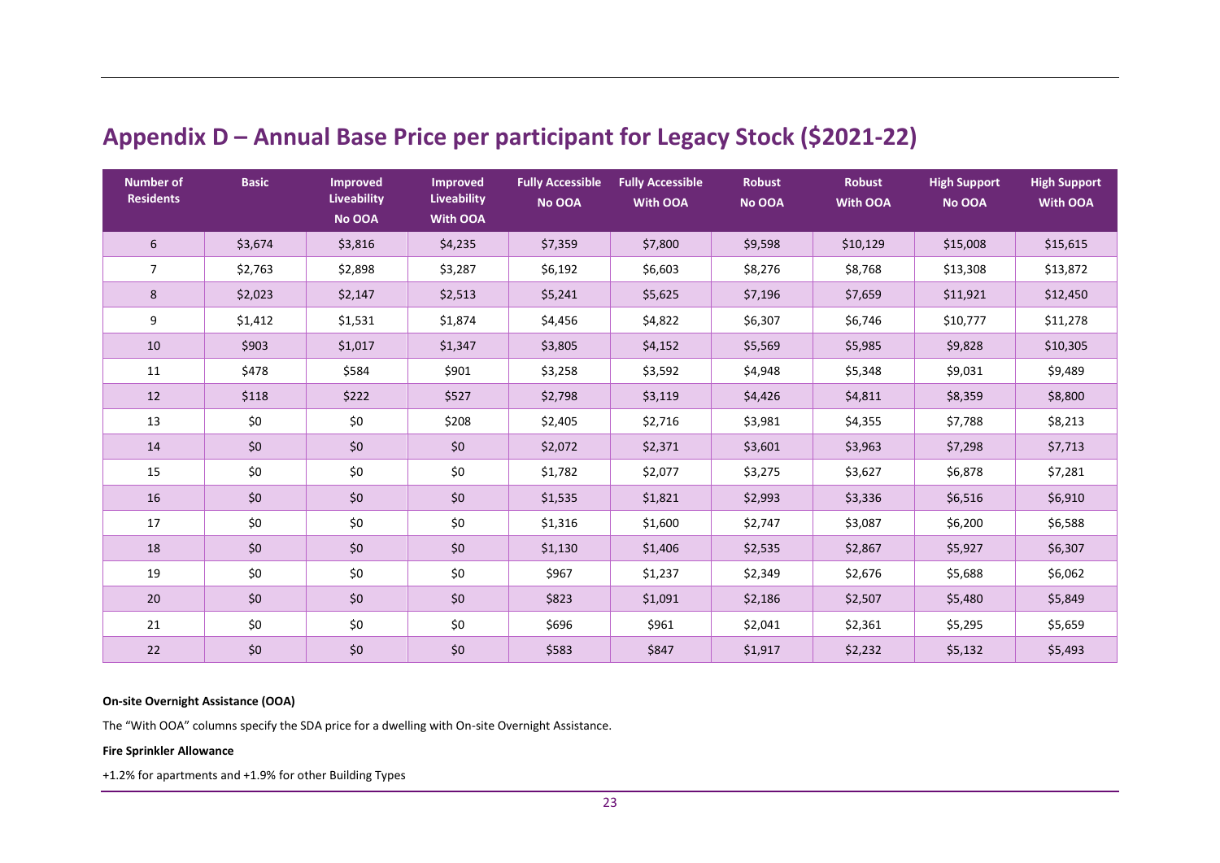# Appendix D – Annual Base Price per participant for Legacy Stock ($2021-22)

| Number of Residents | Basic | Improved Liveability No OOA | Improved Liveability With OOA | Fully Accessible No OOA | Fully Accessible With OOA | Robust No OOA | Robust With OOA | High Support No OOA | High Support With OOA |
|---|---|---|---|---|---|---|---|---|---|
| 6 | $3,674 | $3,816 | $4,235 | $7,359 | $7,800 | $9,598 | $10,129 | $15,008 | $15,615 |
| 7 | $2,763 | $2,898 | $3,287 | $6,192 | $6,603 | $8,276 | $8,768 | $13,308 | $13,872 |
| 8 | $2,023 | $2,147 | $2,513 | $5,241 | $5,625 | $7,196 | $7,659 | $11,921 | $12,450 |
| 9 | $1,412 | $1,531 | $1,874 | $4,456 | $4,822 | $6,307 | $6,746 | $10,777 | $11,278 |
| 10 | $903 | $1,017 | $1,347 | $3,805 | $4,152 | $5,569 | $5,985 | $9,828 | $10,305 |
| 11 | $478 | $584 | $901 | $3,258 | $3,592 | $4,948 | $5,348 | $9,031 | $9,489 |
| 12 | $118 | $222 | $527 | $2,798 | $3,119 | $4,426 | $4,811 | $8,359 | $8,800 |
| 13 | $0 | $0 | $208 | $2,405 | $2,716 | $3,981 | $4,355 | $7,788 | $8,213 |
| 14 | $0 | $0 | $0 | $2,072 | $2,371 | $3,601 | $3,963 | $7,298 | $7,713 |
| 15 | $0 | $0 | $0 | $1,782 | $2,077 | $3,275 | $3,627 | $6,878 | $7,281 |
| 16 | $0 | $0 | $0 | $1,535 | $1,821 | $2,993 | $3,336 | $6,516 | $6,910 |
| 17 | $0 | $0 | $0 | $1,316 | $1,600 | $2,747 | $3,087 | $6,200 | $6,588 |
| 18 | $0 | $0 | $0 | $1,130 | $1,406 | $2,535 | $2,867 | $5,927 | $6,307 |
| 19 | $0 | $0 | $0 | $967 | $1,237 | $2,349 | $2,676 | $5,688 | $6,062 |
| 20 | $0 | $0 | $0 | $823 | $1,091 | $2,186 | $2,507 | $5,480 | $5,849 |
| 21 | $0 | $0 | $0 | $696 | $961 | $2,041 | $2,361 | $5,295 | $5,659 |
| 22 | $0 | $0 | $0 | $583 | $847 | $1,917 | $2,232 | $5,132 | $5,493 |

**On-site Overnight Assistance (OOA)**

The "With OOA" columns specify the SDA price for a dwelling with On-site Overnight Assistance.

**Fire Sprinkler Allowance**

+1.2% for apartments and +1.9% for other Building Types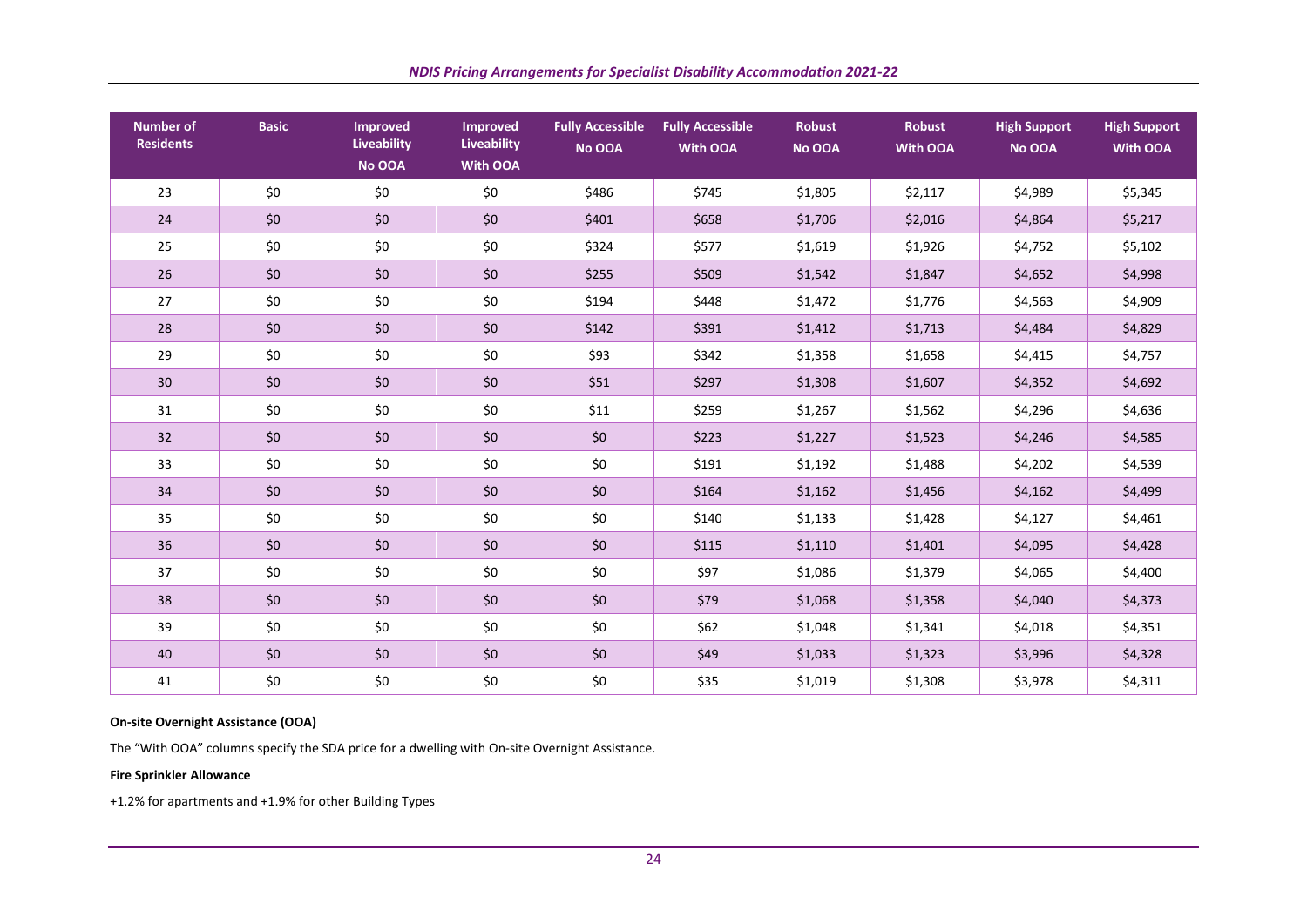| Number of Residents | Basic | Improved Liveability No OOA | Improved Liveability With OOA | Fully Accessible No OOA | Fully Accessible With OOA | Robust No OOA | Robust With OOA | High Support No OOA | High Support With OOA |
|---|---|---|---|---|---|---|---|---|---|
| 23 | $0 | $0 | $0 | $486 | $745 | $1,805 | $2,117 | $4,989 | $5,345 |
| 24 | $0 | $0 | $0 | $401 | $658 | $1,706 | $2,016 | $4,864 | $5,217 |
| 25 | $0 | $0 | $0 | $324 | $577 | $1,619 | $1,926 | $4,752 | $5,102 |
| 26 | $0 | $0 | $0 | $255 | $509 | $1,542 | $1,847 | $4,652 | $4,998 |
| 27 | $0 | $0 | $0 | $194 | $448 | $1,472 | $1,776 | $4,563 | $4,909 |
| 28 | $0 | $0 | $0 | $142 | $391 | $1,412 | $1,713 | $4,484 | $4,829 |
| 29 | $0 | $0 | $0 | $93 | $342 | $1,358 | $1,658 | $4,415 | $4,757 |
| 30 | $0 | $0 | $0 | $51 | $297 | $1,308 | $1,607 | $4,352 | $4,692 |
| 31 | $0 | $0 | $0 | $11 | $259 | $1,267 | $1,562 | $4,296 | $4,636 |
| 32 | $0 | $0 | $0 | $0 | $223 | $1,227 | $1,523 | $4,246 | $4,585 |
| 33 | $0 | $0 | $0 | $0 | $191 | $1,192 | $1,488 | $4,202 | $4,539 |
| 34 | $0 | $0 | $0 | $0 | $164 | $1,162 | $1,456 | $4,162 | $4,499 |
| 35 | $0 | $0 | $0 | $0 | $140 | $1,133 | $1,428 | $4,127 | $4,461 |
| 36 | $0 | $0 | $0 | $0 | $115 | $1,110 | $1,401 | $4,095 | $4,428 |
| 37 | $0 | $0 | $0 | $0 | $97 | $1,086 | $1,379 | $4,065 | $4,400 |
| 38 | $0 | $0 | $0 | $0 | $79 | $1,068 | $1,358 | $4,040 | $4,373 |
| 39 | $0 | $0 | $0 | $0 | $62 | $1,048 | $1,341 | $4,018 | $4,351 |
| 40 | $0 | $0 | $0 | $0 | $49 | $1,033 | $1,323 | $3,996 | $4,328 |
| 41 | $0 | $0 | $0 | $0 | $35 | $1,019 | $1,308 | $3,978 | $4,311 |

**On-site Overnight Assistance (OOA)**

The "With OOA" columns specify the SDA price for a dwelling with On-site Overnight Assistance.

**Fire Sprinkler Allowance**

+1.2% for apartments and +1.9% for other Building Types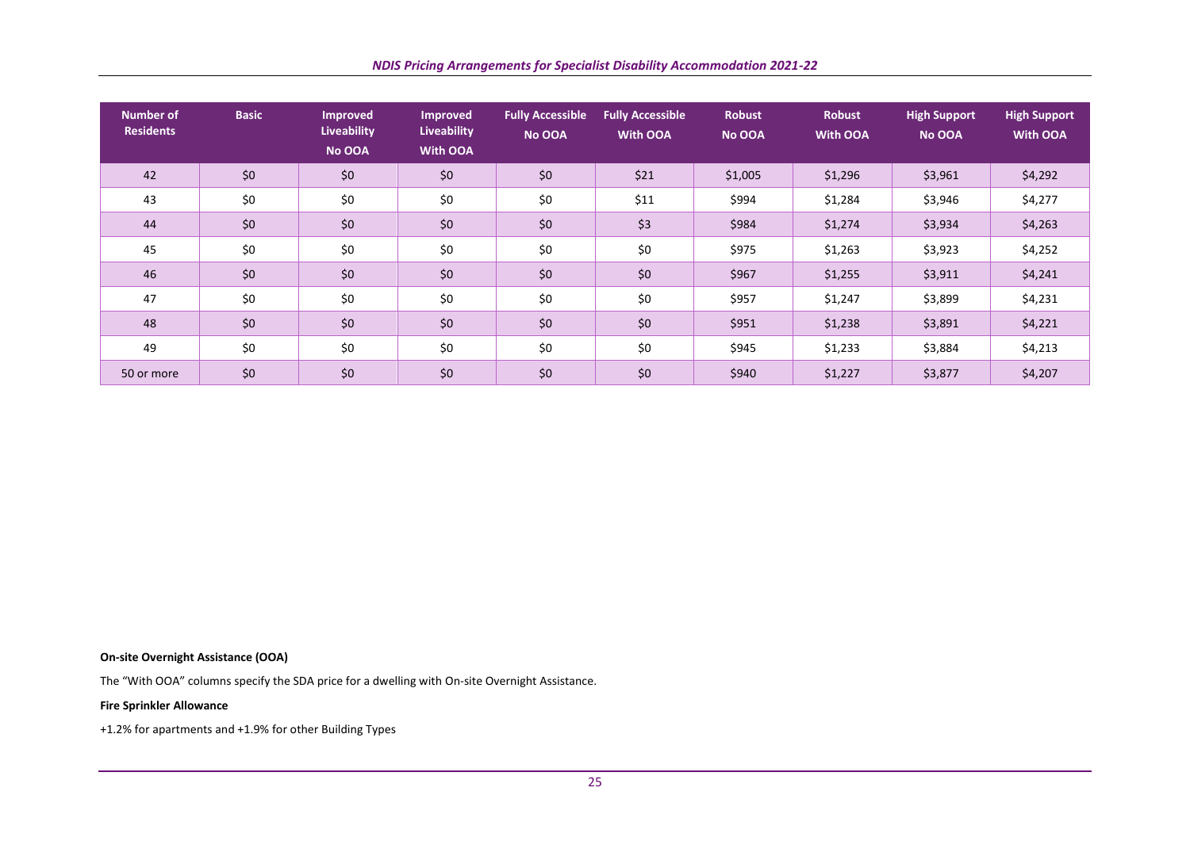| Number of Residents | Basic | Improved Liveability No OOA | Improved Liveability With OOA | Fully Accessible No OOA | Fully Accessible With OOA | Robust No OOA | Robust With OOA | High Support No OOA | High Support With OOA |
|---|---|---|---|---|---|---|---|---|---|
| 42 | $0 | $0 | $0 | $0 | $21 | $1,005 | $1,296 | $3,961 | $4,292 |
| 43 | $0 | $0 | $0 | $0 | $11 | $994 | $1,284 | $3,946 | $4,277 |
| 44 | $0 | $0 | $0 | $0 | $3 | $984 | $1,274 | $3,934 | $4,263 |
| 45 | $0 | $0 | $0 | $0 | $0 | $975 | $1,263 | $3,923 | $4,252 |
| 46 | $0 | $0 | $0 | $0 | $0 | $967 | $1,255 | $3,911 | $4,241 |
| 47 | $0 | $0 | $0 | $0 | $0 | $957 | $1,247 | $3,899 | $4,231 |
| 48 | $0 | $0 | $0 | $0 | $0 | $951 | $1,238 | $3,891 | $4,221 |
| 49 | $0 | $0 | $0 | $0 | $0 | $945 | $1,233 | $3,884 | $4,213 |
| 50 or more | $0 | $0 | $0 | $0 | $0 | $940 | $1,227 | $3,877 | $4,207 |

**On-site Overnight Assistance (OOA)**

The "With OOA" columns specify the SDA price for a dwelling with On-site Overnight Assistance.

**Fire Sprinkler Allowance**

+1.2% for apartments and +1.9% for other Building Types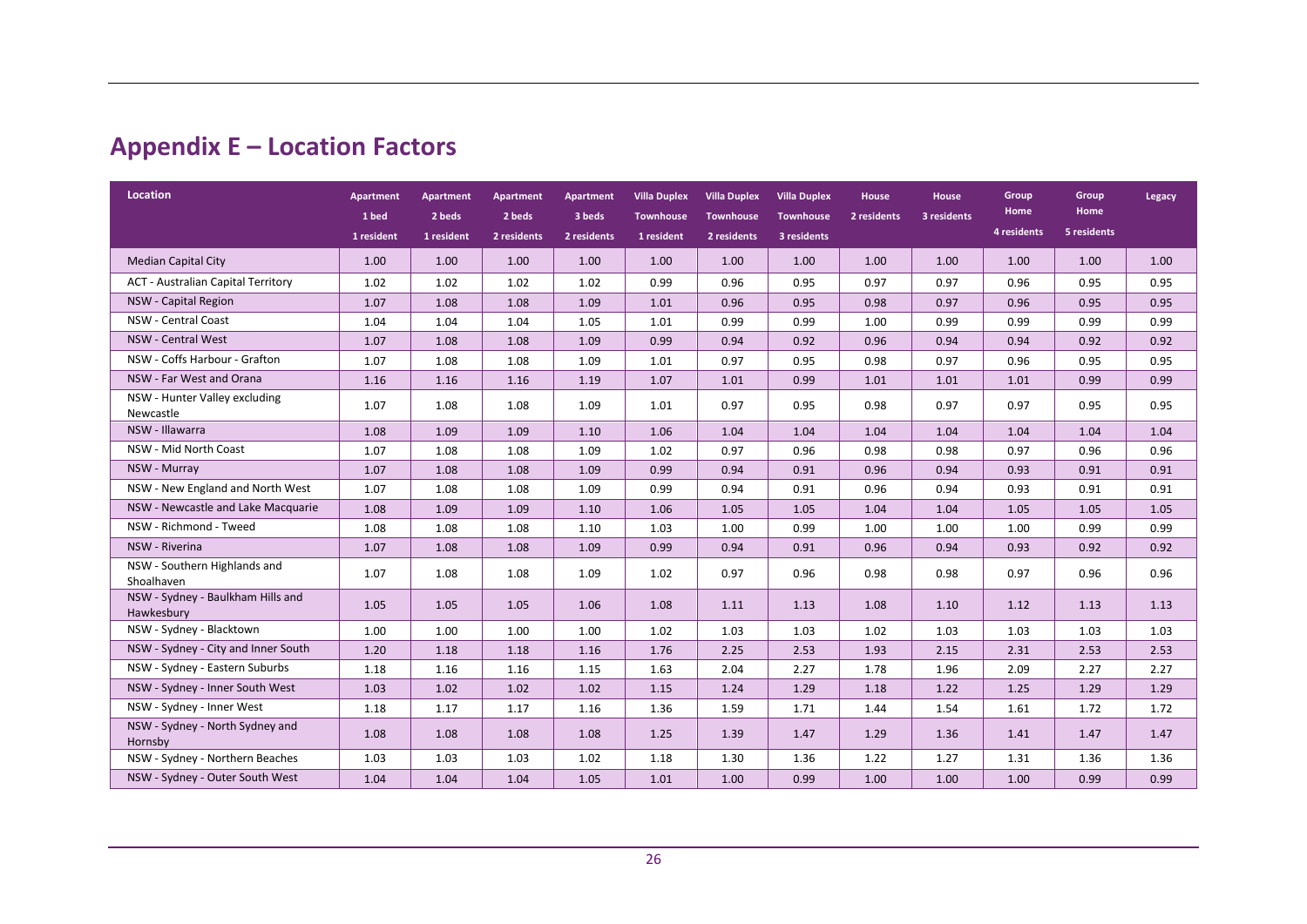# Appendix E – Location Factors

| Location | Apartment 1 bed 1 resident | Apartment 2 beds 1 resident | Apartment 2 beds 2 residents | Apartment 3 beds 2 residents | Villa Duplex Townhouse 1 resident | Villa Duplex Townhouse 2 residents | Villa Duplex Townhouse 3 residents | House 2 residents | House 3 residents | Group Home 4 residents | Group Home 5 residents | Legacy |
|---|---|---|---|---|---|---|---|---|---|---|---|---|
| Median Capital City | 1.00 | 1.00 | 1.00 | 1.00 | 1.00 | 1.00 | 1.00 | 1.00 | 1.00 | 1.00 | 1.00 | 1.00 |
| ACT - Australian Capital Territory | 1.02 | 1.02 | 1.02 | 1.02 | 0.99 | 0.96 | 0.95 | 0.97 | 0.97 | 0.96 | 0.95 | 0.95 |
| NSW - Capital Region | 1.07 | 1.08 | 1.08 | 1.09 | 1.01 | 0.96 | 0.95 | 0.98 | 0.97 | 0.96 | 0.95 | 0.95 |
| NSW - Central Coast | 1.04 | 1.04 | 1.04 | 1.05 | 1.01 | 0.99 | 0.99 | 1.00 | 0.99 | 0.99 | 0.99 | 0.99 |
| NSW - Central West | 1.07 | 1.08 | 1.08 | 1.09 | 0.99 | 0.94 | 0.92 | 0.96 | 0.94 | 0.94 | 0.92 | 0.92 |
| NSW - Coffs Harbour - Grafton | 1.07 | 1.08 | 1.08 | 1.09 | 1.01 | 0.97 | 0.95 | 0.98 | 0.97 | 0.96 | 0.95 | 0.95 |
| NSW - Far West and Orana | 1.16 | 1.16 | 1.16 | 1.19 | 1.07 | 1.01 | 0.99 | 1.01 | 1.01 | 1.01 | 0.99 | 0.99 |
| NSW - Hunter Valley excluding Newcastle | 1.07 | 1.08 | 1.08 | 1.09 | 1.01 | 0.97 | 0.95 | 0.98 | 0.97 | 0.97 | 0.95 | 0.95 |
| NSW - Illawarra | 1.08 | 1.09 | 1.09 | 1.10 | 1.06 | 1.04 | 1.04 | 1.04 | 1.04 | 1.04 | 1.04 | 1.04 |
| NSW - Mid North Coast | 1.07 | 1.08 | 1.08 | 1.09 | 1.02 | 0.97 | 0.96 | 0.98 | 0.98 | 0.97 | 0.96 | 0.96 |
| NSW - Murray | 1.07 | 1.08 | 1.08 | 1.09 | 0.99 | 0.94 | 0.91 | 0.96 | 0.94 | 0.93 | 0.91 | 0.91 |
| NSW - New England and North West | 1.07 | 1.08 | 1.08 | 1.09 | 0.99 | 0.94 | 0.91 | 0.96 | 0.94 | 0.93 | 0.91 | 0.91 |
| NSW - Newcastle and Lake Macquarie | 1.08 | 1.09 | 1.09 | 1.10 | 1.06 | 1.05 | 1.05 | 1.04 | 1.04 | 1.05 | 1.05 | 1.05 |
| NSW - Richmond - Tweed | 1.08 | 1.08 | 1.08 | 1.10 | 1.03 | 1.00 | 0.99 | 1.00 | 1.00 | 1.00 | 0.99 | 0.99 |
| NSW - Riverina | 1.07 | 1.08 | 1.08 | 1.09 | 0.99 | 0.94 | 0.91 | 0.96 | 0.94 | 0.93 | 0.92 | 0.92 |
| NSW - Southern Highlands and Shoalhaven | 1.07 | 1.08 | 1.08 | 1.09 | 1.02 | 0.97 | 0.96 | 0.98 | 0.98 | 0.97 | 0.96 | 0.96 |
| NSW - Sydney - Baulkham Hills and Hawkesbury | 1.05 | 1.05 | 1.05 | 1.06 | 1.08 | 1.11 | 1.13 | 1.08 | 1.10 | 1.12 | 1.13 | 1.13 |
| NSW - Sydney - Blacktown | 1.00 | 1.00 | 1.00 | 1.00 | 1.02 | 1.03 | 1.03 | 1.02 | 1.03 | 1.03 | 1.03 | 1.03 |
| NSW - Sydney - City and Inner South | 1.20 | 1.18 | 1.18 | 1.16 | 1.76 | 2.25 | 2.53 | 1.93 | 2.15 | 2.31 | 2.53 | 2.53 |
| NSW - Sydney - Eastern Suburbs | 1.18 | 1.16 | 1.16 | 1.15 | 1.63 | 2.04 | 2.27 | 1.78 | 1.96 | 2.09 | 2.27 | 2.27 |
| NSW - Sydney - Inner South West | 1.03 | 1.02 | 1.02 | 1.02 | 1.15 | 1.24 | 1.29 | 1.18 | 1.22 | 1.25 | 1.29 | 1.29 |
| NSW - Sydney - Inner West | 1.18 | 1.17 | 1.17 | 1.16 | 1.36 | 1.59 | 1.71 | 1.44 | 1.54 | 1.61 | 1.72 | 1.72 |
| NSW - Sydney - North Sydney and Hornsby | 1.08 | 1.08 | 1.08 | 1.08 | 1.25 | 1.39 | 1.47 | 1.29 | 1.36 | 1.41 | 1.47 | 1.47 |
| NSW - Sydney - Northern Beaches | 1.03 | 1.03 | 1.03 | 1.02 | 1.18 | 1.30 | 1.36 | 1.22 | 1.27 | 1.31 | 1.36 | 1.36 |
| NSW - Sydney - Outer South West | 1.04 | 1.04 | 1.04 | 1.05 | 1.01 | 1.00 | 0.99 | 1.00 | 1.00 | 1.00 | 0.99 | 0.99 |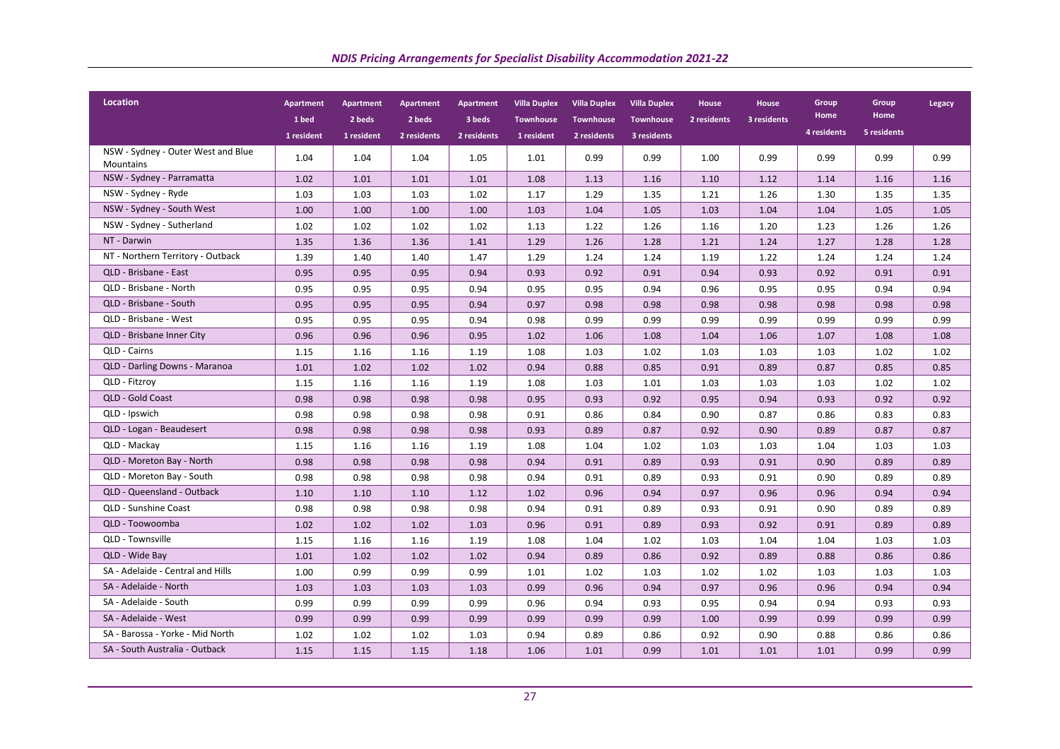| Location | Apartment 1 bed 1 resident | Apartment 2 beds 1 resident | Apartment 2 beds 2 residents | Apartment 3 beds 2 residents | Villa Duplex Townhouse 1 resident | Villa Duplex Townhouse 2 residents | Villa Duplex Townhouse 3 residents | House 2 residents | House 3 residents | Group Home 4 residents | Group Home 5 residents | Legacy |
|---|---|---|---|---|---|---|---|---|---|---|---|---|
| NSW - Sydney - Outer West and Blue Mountains | 1.04 | 1.04 | 1.04 | 1.05 | 1.01 | 0.99 | 0.99 | 1.00 | 0.99 | 0.99 | 0.99 | 0.99 |
| NSW - Sydney - Parramatta | 1.02 | 1.01 | 1.01 | 1.01 | 1.08 | 1.13 | 1.16 | 1.10 | 1.12 | 1.14 | 1.16 | 1.16 |
| NSW - Sydney - Ryde | 1.03 | 1.03 | 1.03 | 1.02 | 1.17 | 1.29 | 1.35 | 1.21 | 1.26 | 1.30 | 1.35 | 1.35 |
| NSW - Sydney - South West | 1.00 | 1.00 | 1.00 | 1.00 | 1.03 | 1.04 | 1.05 | 1.03 | 1.04 | 1.04 | 1.05 | 1.05 |
| NSW - Sydney - Sutherland | 1.02 | 1.02 | 1.02 | 1.02 | 1.13 | 1.22 | 1.26 | 1.16 | 1.20 | 1.23 | 1.26 | 1.26 |
| NT - Darwin | 1.35 | 1.36 | 1.36 | 1.41 | 1.29 | 1.26 | 1.28 | 1.21 | 1.24 | 1.27 | 1.28 | 1.28 |
| NT - Northern Territory - Outback | 1.39 | 1.40 | 1.40 | 1.47 | 1.29 | 1.24 | 1.24 | 1.19 | 1.22 | 1.24 | 1.24 | 1.24 |
| QLD - Brisbane - East | 0.95 | 0.95 | 0.95 | 0.94 | 0.93 | 0.92 | 0.91 | 0.94 | 0.93 | 0.92 | 0.91 | 0.91 |
| QLD - Brisbane - North | 0.95 | 0.95 | 0.95 | 0.94 | 0.95 | 0.95 | 0.94 | 0.96 | 0.95 | 0.95 | 0.94 | 0.94 |
| QLD - Brisbane - South | 0.95 | 0.95 | 0.95 | 0.94 | 0.97 | 0.98 | 0.98 | 0.98 | 0.98 | 0.98 | 0.98 | 0.98 |
| QLD - Brisbane - West | 0.95 | 0.95 | 0.95 | 0.94 | 0.98 | 0.99 | 0.99 | 0.99 | 0.99 | 0.99 | 0.99 | 0.99 |
| QLD - Brisbane Inner City | 0.96 | 0.96 | 0.96 | 0.95 | 1.02 | 1.06 | 1.08 | 1.04 | 1.06 | 1.07 | 1.08 | 1.08 |
| QLD - Cairns | 1.15 | 1.16 | 1.16 | 1.19 | 1.08 | 1.03 | 1.02 | 1.03 | 1.03 | 1.03 | 1.02 | 1.02 |
| QLD - Darling Downs - Maranoa | 1.01 | 1.02 | 1.02 | 1.02 | 0.94 | 0.88 | 0.85 | 0.91 | 0.89 | 0.87 | 0.85 | 0.85 |
| QLD - Fitzroy | 1.15 | 1.16 | 1.16 | 1.19 | 1.08 | 1.03 | 1.01 | 1.03 | 1.03 | 1.03 | 1.02 | 1.02 |
| QLD - Gold Coast | 0.98 | 0.98 | 0.98 | 0.98 | 0.95 | 0.93 | 0.92 | 0.95 | 0.94 | 0.93 | 0.92 | 0.92 |
| QLD - Ipswich | 0.98 | 0.98 | 0.98 | 0.98 | 0.91 | 0.86 | 0.84 | 0.90 | 0.87 | 0.86 | 0.83 | 0.83 |
| QLD - Logan - Beaudesert | 0.98 | 0.98 | 0.98 | 0.98 | 0.93 | 0.89 | 0.87 | 0.92 | 0.90 | 0.89 | 0.87 | 0.87 |
| QLD - Mackay | 1.15 | 1.16 | 1.16 | 1.19 | 1.08 | 1.04 | 1.02 | 1.03 | 1.03 | 1.04 | 1.03 | 1.03 |
| QLD - Moreton Bay - North | 0.98 | 0.98 | 0.98 | 0.98 | 0.94 | 0.91 | 0.89 | 0.93 | 0.91 | 0.90 | 0.89 | 0.89 |
| QLD - Moreton Bay - South | 0.98 | 0.98 | 0.98 | 0.98 | 0.94 | 0.91 | 0.89 | 0.93 | 0.91 | 0.90 | 0.89 | 0.89 |
| QLD - Queensland - Outback | 1.10 | 1.10 | 1.10 | 1.12 | 1.02 | 0.96 | 0.94 | 0.97 | 0.96 | 0.96 | 0.94 | 0.94 |
| QLD - Sunshine Coast | 0.98 | 0.98 | 0.98 | 0.98 | 0.94 | 0.91 | 0.89 | 0.93 | 0.91 | 0.90 | 0.89 | 0.89 |
| QLD - Toowoomba | 1.02 | 1.02 | 1.02 | 1.03 | 0.96 | 0.91 | 0.89 | 0.93 | 0.92 | 0.91 | 0.89 | 0.89 |
| QLD - Townsville | 1.15 | 1.16 | 1.16 | 1.19 | 1.08 | 1.04 | 1.02 | 1.03 | 1.04 | 1.04 | 1.03 | 1.03 |
| QLD - Wide Bay | 1.01 | 1.02 | 1.02 | 1.02 | 0.94 | 0.89 | 0.86 | 0.92 | 0.89 | 0.88 | 0.86 | 0.86 |
| SA - Adelaide - Central and Hills | 1.00 | 0.99 | 0.99 | 0.99 | 1.01 | 1.02 | 1.03 | 1.02 | 1.02 | 1.03 | 1.03 | 1.03 |
| SA - Adelaide - North | 1.03 | 1.03 | 1.03 | 1.03 | 0.99 | 0.96 | 0.94 | 0.97 | 0.96 | 0.96 | 0.94 | 0.94 |
| SA - Adelaide - South | 0.99 | 0.99 | 0.99 | 0.99 | 0.96 | 0.94 | 0.93 | 0.95 | 0.94 | 0.94 | 0.93 | 0.93 |
| SA - Adelaide - West | 0.99 | 0.99 | 0.99 | 0.99 | 0.99 | 0.99 | 0.99 | 1.00 | 0.99 | 0.99 | 0.99 | 0.99 |
| SA - Barossa - Yorke - Mid North | 1.02 | 1.02 | 1.02 | 1.03 | 0.94 | 0.89 | 0.86 | 0.92 | 0.90 | 0.88 | 0.86 | 0.86 |
| SA - South Australia - Outback | 1.15 | 1.15 | 1.15 | 1.18 | 1.06 | 1.01 | 0.99 | 1.01 | 1.01 | 1.01 | 0.99 | 0.99 |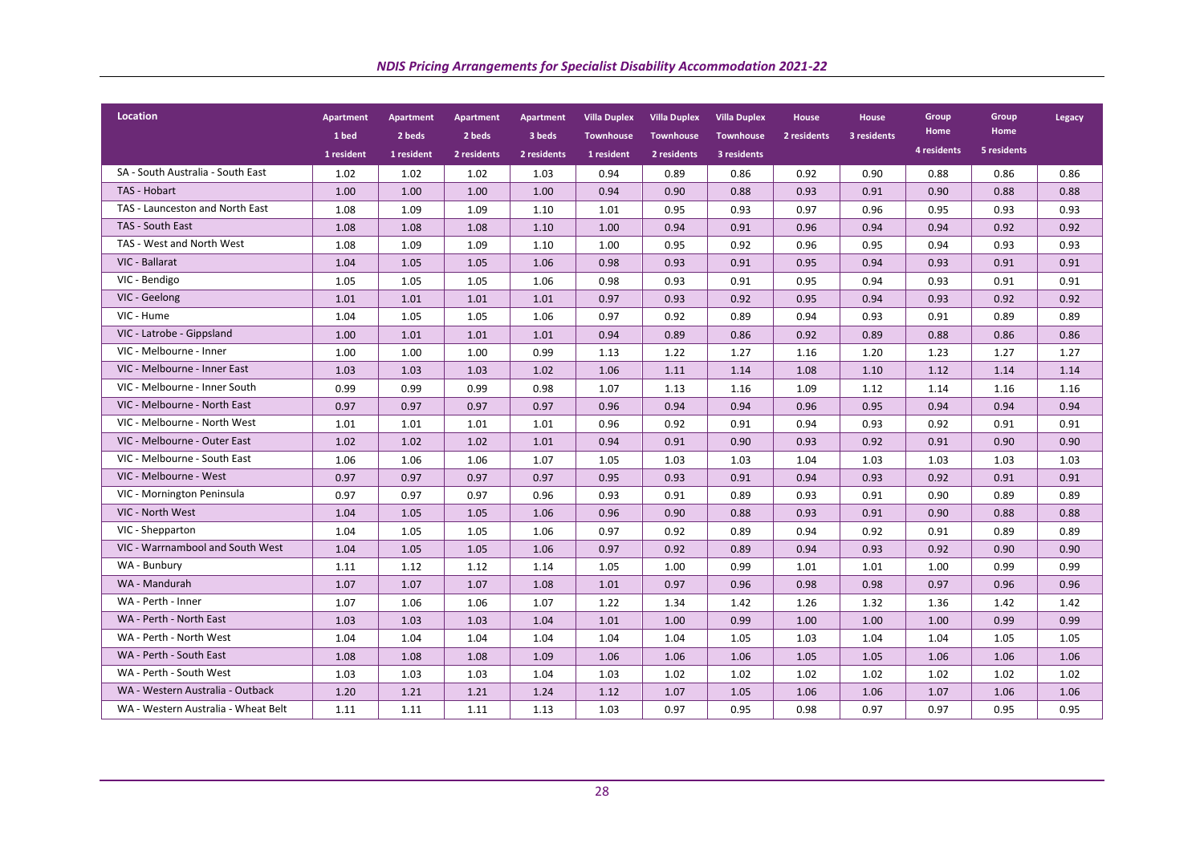| Location | Apartment 1 bed 1 resident | Apartment 2 beds 1 resident | Apartment 2 beds 2 residents | Apartment 3 beds 2 residents | Villa Duplex Townhouse 1 resident | Villa Duplex Townhouse 2 residents | Villa Duplex Townhouse 3 residents | House 2 residents | House 3 residents | Group Home 4 residents | Group Home 5 residents | Legacy |
|---|---|---|---|---|---|---|---|---|---|---|---|---|
| SA - South Australia - South East | 1.02 | 1.02 | 1.02 | 1.03 | 0.94 | 0.89 | 0.86 | 0.92 | 0.90 | 0.88 | 0.86 | 0.86 |
| TAS - Hobart | 1.00 | 1.00 | 1.00 | 1.00 | 0.94 | 0.90 | 0.88 | 0.93 | 0.91 | 0.90 | 0.88 | 0.88 |
| TAS - Launceston and North East | 1.08 | 1.09 | 1.09 | 1.10 | 1.01 | 0.95 | 0.93 | 0.97 | 0.96 | 0.95 | 0.93 | 0.93 |
| TAS - South East | 1.08 | 1.08 | 1.08 | 1.10 | 1.00 | 0.94 | 0.91 | 0.96 | 0.94 | 0.94 | 0.92 | 0.92 |
| TAS - West and North West | 1.08 | 1.09 | 1.09 | 1.10 | 1.00 | 0.95 | 0.92 | 0.96 | 0.95 | 0.94 | 0.93 | 0.93 |
| VIC - Ballarat | 1.04 | 1.05 | 1.05 | 1.06 | 0.98 | 0.93 | 0.91 | 0.95 | 0.94 | 0.93 | 0.91 | 0.91 |
| VIC - Bendigo | 1.05 | 1.05 | 1.05 | 1.06 | 0.98 | 0.93 | 0.91 | 0.95 | 0.94 | 0.93 | 0.91 | 0.91 |
| VIC - Geelong | 1.01 | 1.01 | 1.01 | 1.01 | 0.97 | 0.93 | 0.92 | 0.95 | 0.94 | 0.93 | 0.92 | 0.92 |
| VIC - Hume | 1.04 | 1.05 | 1.05 | 1.06 | 0.97 | 0.92 | 0.89 | 0.94 | 0.93 | 0.91 | 0.89 | 0.89 |
| VIC - Latrobe - Gippsland | 1.00 | 1.01 | 1.01 | 1.01 | 0.94 | 0.89 | 0.86 | 0.92 | 0.89 | 0.88 | 0.86 | 0.86 |
| VIC - Melbourne - Inner | 1.00 | 1.00 | 1.00 | 0.99 | 1.13 | 1.22 | 1.27 | 1.16 | 1.20 | 1.23 | 1.27 | 1.27 |
| VIC - Melbourne - Inner East | 1.03 | 1.03 | 1.03 | 1.02 | 1.06 | 1.11 | 1.14 | 1.08 | 1.10 | 1.12 | 1.14 | 1.14 |
| VIC - Melbourne - Inner South | 0.99 | 0.99 | 0.99 | 0.98 | 1.07 | 1.13 | 1.16 | 1.09 | 1.12 | 1.14 | 1.16 | 1.16 |
| VIC - Melbourne - North East | 0.97 | 0.97 | 0.97 | 0.97 | 0.96 | 0.94 | 0.94 | 0.96 | 0.95 | 0.94 | 0.94 | 0.94 |
| VIC - Melbourne - North West | 1.01 | 1.01 | 1.01 | 1.01 | 0.96 | 0.92 | 0.91 | 0.94 | 0.93 | 0.92 | 0.91 | 0.91 |
| VIC - Melbourne - Outer East | 1.02 | 1.02 | 1.02 | 1.01 | 0.94 | 0.91 | 0.90 | 0.93 | 0.92 | 0.91 | 0.90 | 0.90 |
| VIC - Melbourne - South East | 1.06 | 1.06 | 1.06 | 1.07 | 1.05 | 1.03 | 1.03 | 1.04 | 1.03 | 1.03 | 1.03 | 1.03 |
| VIC - Melbourne - West | 0.97 | 0.97 | 0.97 | 0.97 | 0.95 | 0.93 | 0.91 | 0.94 | 0.93 | 0.92 | 0.91 | 0.91 |
| VIC - Mornington Peninsula | 0.97 | 0.97 | 0.97 | 0.96 | 0.93 | 0.91 | 0.89 | 0.93 | 0.91 | 0.90 | 0.89 | 0.89 |
| VIC - North West | 1.04 | 1.05 | 1.05 | 1.06 | 0.96 | 0.90 | 0.88 | 0.93 | 0.91 | 0.90 | 0.88 | 0.88 |
| VIC - Shepparton | 1.04 | 1.05 | 1.05 | 1.06 | 0.97 | 0.92 | 0.89 | 0.94 | 0.92 | 0.91 | 0.89 | 0.89 |
| VIC - Warrnambool and South West | 1.04 | 1.05 | 1.05 | 1.06 | 0.97 | 0.92 | 0.89 | 0.94 | 0.93 | 0.92 | 0.90 | 0.90 |
| WA - Bunbury | 1.11 | 1.12 | 1.12 | 1.14 | 1.05 | 1.00 | 0.99 | 1.01 | 1.01 | 1.00 | 0.99 | 0.99 |
| WA - Mandurah | 1.07 | 1.07 | 1.07 | 1.08 | 1.01 | 0.97 | 0.96 | 0.98 | 0.98 | 0.97 | 0.96 | 0.96 |
| WA - Perth - Inner | 1.07 | 1.06 | 1.06 | 1.07 | 1.22 | 1.34 | 1.42 | 1.26 | 1.32 | 1.36 | 1.42 | 1.42 |
| WA - Perth - North East | 1.03 | 1.03 | 1.03 | 1.04 | 1.01 | 1.00 | 0.99 | 1.00 | 1.00 | 1.00 | 0.99 | 0.99 |
| WA - Perth - North West | 1.04 | 1.04 | 1.04 | 1.04 | 1.04 | 1.04 | 1.05 | 1.03 | 1.04 | 1.04 | 1.05 | 1.05 |
| WA - Perth - South East | 1.08 | 1.08 | 1.08 | 1.09 | 1.06 | 1.06 | 1.06 | 1.05 | 1.05 | 1.06 | 1.06 | 1.06 |
| WA - Perth - South West | 1.03 | 1.03 | 1.03 | 1.04 | 1.03 | 1.02 | 1.02 | 1.02 | 1.02 | 1.02 | 1.02 | 1.02 |
| WA - Western Australia - Outback | 1.20 | 1.21 | 1.21 | 1.24 | 1.12 | 1.07 | 1.05 | 1.06 | 1.06 | 1.07 | 1.06 | 1.06 |
| WA - Western Australia - Wheat Belt | 1.11 | 1.11 | 1.11 | 1.13 | 1.03 | 0.97 | 0.95 | 0.98 | 0.97 | 0.97 | 0.95 | 0.95 |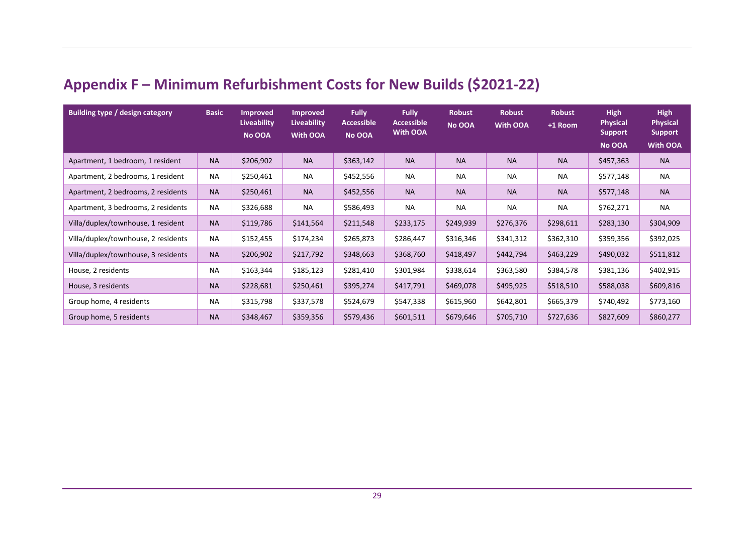## Appendix F – Minimum Refurbishment Costs for New Builds ($2021-22)

| Building type / design category | Basic | Improved Liveability No OOA | Improved Liveability With OOA | Fully Accessible No OOA | Fully Accessible With OOA | Robust No OOA | Robust With OOA | Robust +1 Room | High Physical Support No OOA | High Physical Support With OOA |
|---|---|---|---|---|---|---|---|---|---|---|
| Apartment, 1 bedroom, 1 resident | NA | $206,902 | NA | $363,142 | NA | NA | NA | NA | $457,363 | NA |
| Apartment, 2 bedrooms, 1 resident | NA | $250,461 | NA | $452,556 | NA | NA | NA | NA | $577,148 | NA |
| Apartment, 2 bedrooms, 2 residents | NA | $250,461 | NA | $452,556 | NA | NA | NA | NA | $577,148 | NA |
| Apartment, 3 bedrooms, 2 residents | NA | $326,688 | NA | $586,493 | NA | NA | NA | NA | $762,271 | NA |
| Villa/duplex/townhouse, 1 resident | NA | $119,786 | $141,564 | $211,548 | $233,175 | $249,939 | $276,376 | $298,611 | $283,130 | $304,909 |
| Villa/duplex/townhouse, 2 residents | NA | $152,455 | $174,234 | $265,873 | $286,447 | $316,346 | $341,312 | $362,310 | $359,356 | $392,025 |
| Villa/duplex/townhouse, 3 residents | NA | $206,902 | $217,792 | $348,663 | $368,760 | $418,497 | $442,794 | $463,229 | $490,032 | $511,812 |
| House, 2 residents | NA | $163,344 | $185,123 | $281,410 | $301,984 | $338,614 | $363,580 | $384,578 | $381,136 | $402,915 |
| House, 3 residents | NA | $228,681 | $250,461 | $395,274 | $417,791 | $469,078 | $495,925 | $518,510 | $588,038 | $609,816 |
| Group home, 4 residents | NA | $315,798 | $337,578 | $524,679 | $547,338 | $615,960 | $642,801 | $665,379 | $740,492 | $773,160 |
| Group home, 5 residents | NA | $348,467 | $359,356 | $579,436 | $601,511 | $679,646 | $705,710 | $727,636 | $827,609 | $860,277 |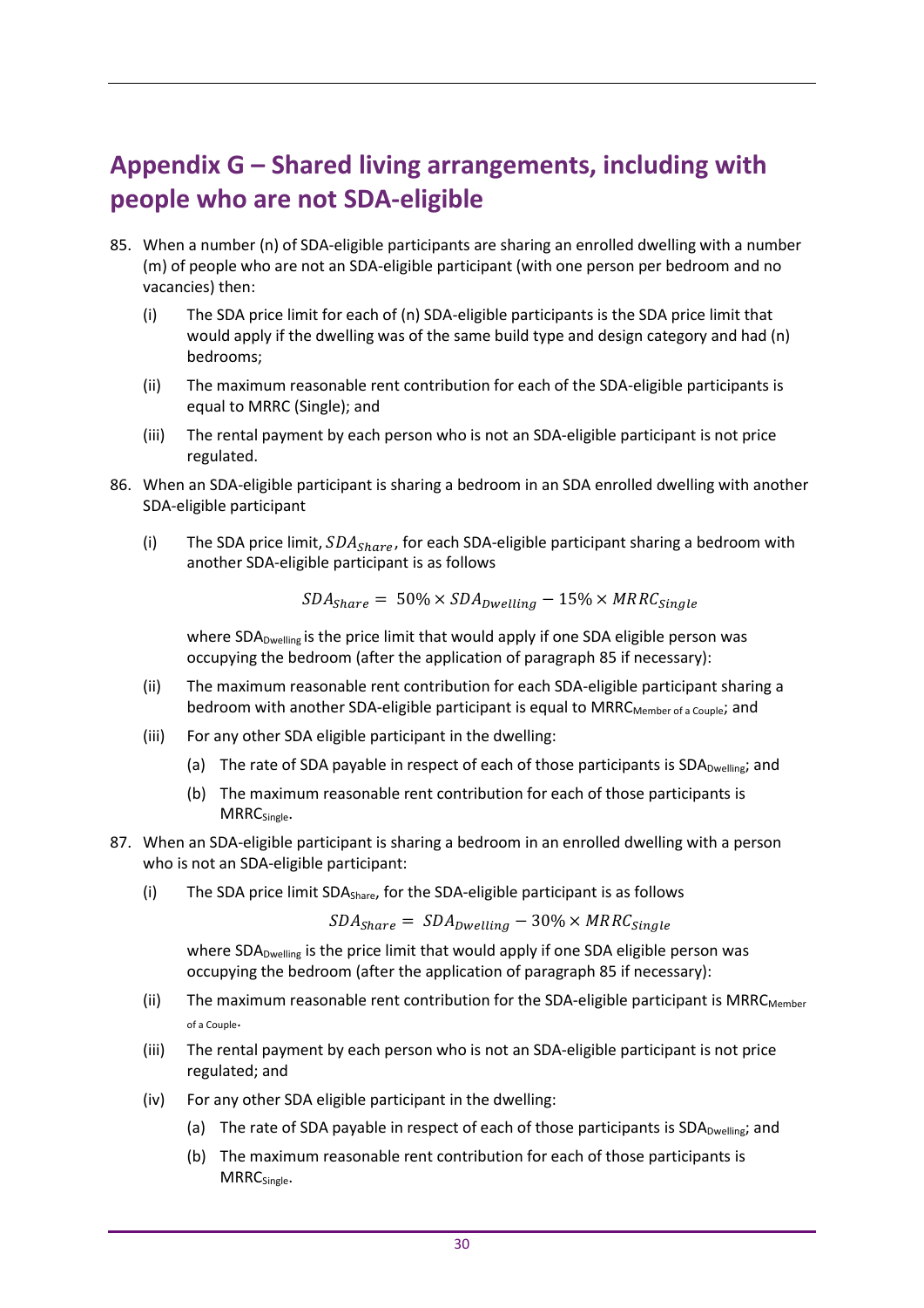## Appendix G – Shared living arrangements, including with people who are not SDA-eligible

85. When a number (n) of SDA-eligible participants are sharing an enrolled dwelling with a number (m) of people who are not an SDA-eligible participant (with one person per bedroom and no vacancies) then:

    (i) The SDA price limit for each of (n) SDA-eligible participants is the SDA price limit that would apply if the dwelling was of the same build type and design category and had (n) bedrooms;

    (ii) The maximum reasonable rent contribution for each of the SDA-eligible participants is equal to MRRC (Single); and

    (iii) The rental payment by each person who is not an SDA-eligible participant is not price regulated.

86. When an SDA-eligible participant is sharing a bedroom in an SDA enrolled dwelling with another SDA-eligible participant

    (i) The SDA price limit, $SDA_{Share}$, for each SDA-eligible participant sharing a bedroom with another SDA-eligible participant is as follows

    $$SDA_{Share} = 50\% \times SDA_{Dwelling} - 15\% \times MRRC_{Single}$$

    where $SDA_{Dwelling}$ is the price limit that would apply if one SDA eligible person was occupying the bedroom (after the application of paragraph 85 if necessary):

    (ii) The maximum reasonable rent contribution for each SDA-eligible participant sharing a bedroom with another SDA-eligible participant is equal to $MRRC_{Member\ of\ a\ Couple}$; and

    (iii) For any other SDA eligible participant in the dwelling:

    (a) The rate of SDA payable in respect of each of those participants is $SDA_{Dwelling}$; and

    (b) The maximum reasonable rent contribution for each of those participants is $MRRC_{Single}$.

87. When an SDA-eligible participant is sharing a bedroom in an enrolled dwelling with a person who is not an SDA-eligible participant:

    (i) The SDA price limit $SDA_{Share}$, for the SDA-eligible participant is as follows

    $$SDA_{Share} = SDA_{Dwelling} - 30\% \times MRRC_{Single}$$

    where $SDA_{Dwelling}$ is the price limit that would apply if one SDA eligible person was occupying the bedroom (after the application of paragraph 85 if necessary):

    (ii) The maximum reasonable rent contribution for the SDA-eligible participant is $MRRC_{Member\ of\ a\ Couple}$.

    (iii) The rental payment by each person who is not an SDA-eligible participant is not price regulated; and

    (iv) For any other SDA eligible participant in the dwelling:

    (a) The rate of SDA payable in respect of each of those participants is $SDA_{Dwelling}$; and

    (b) The maximum reasonable rent contribution for each of those participants is $MRRC_{Single}$.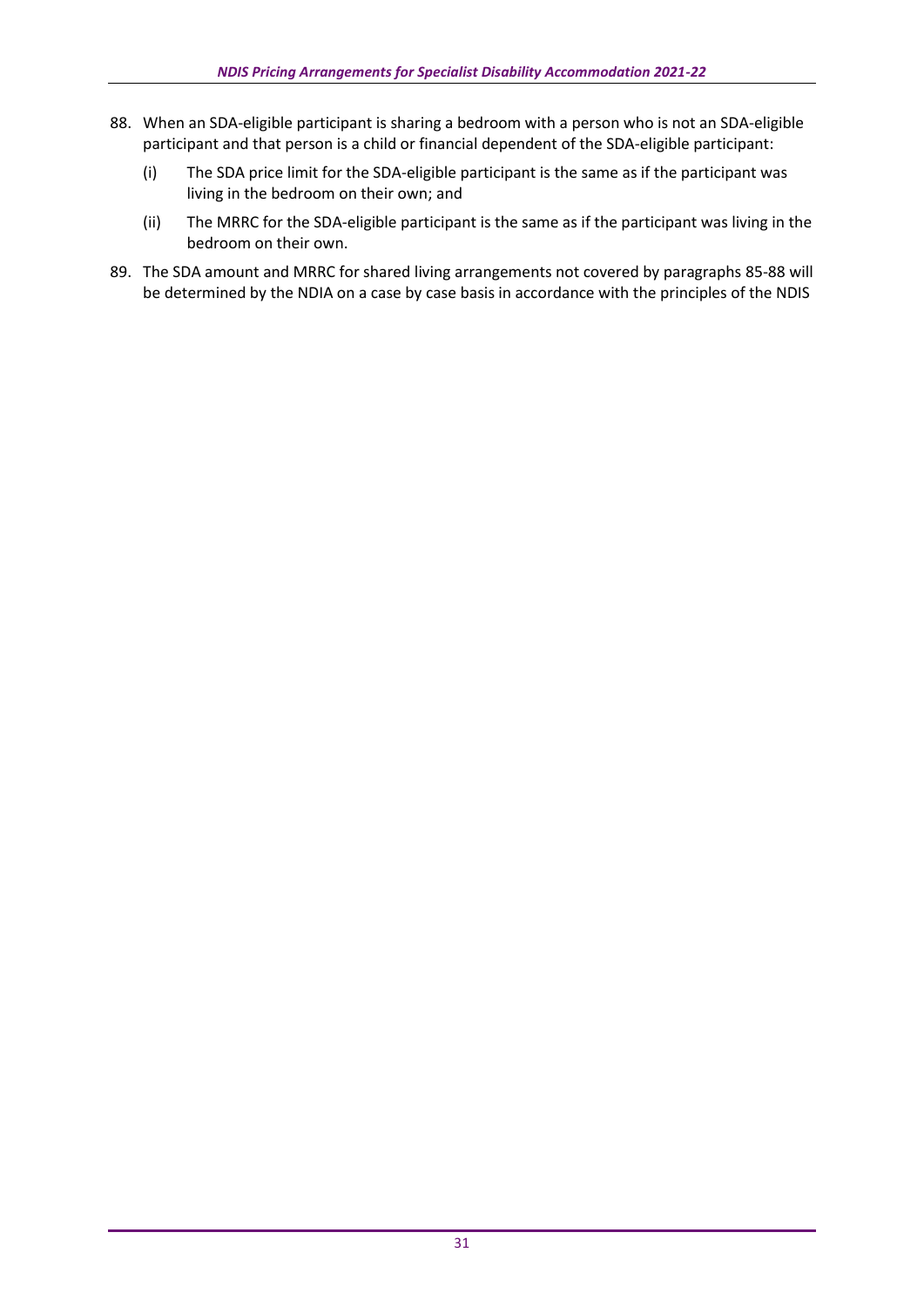88. When an SDA-eligible participant is sharing a bedroom with a person who is not an SDA-eligible participant and that person is a child or financial dependent of the SDA-eligible participant:

    (i) The SDA price limit for the SDA-eligible participant is the same as if the participant was living in the bedroom on their own; and

    (ii) The MRRC for the SDA-eligible participant is the same as if the participant was living in the bedroom on their own.

89. The SDA amount and MRRC for shared living arrangements not covered by paragraphs 85-88 will be determined by the NDIA on a case by case basis in accordance with the principles of the NDIS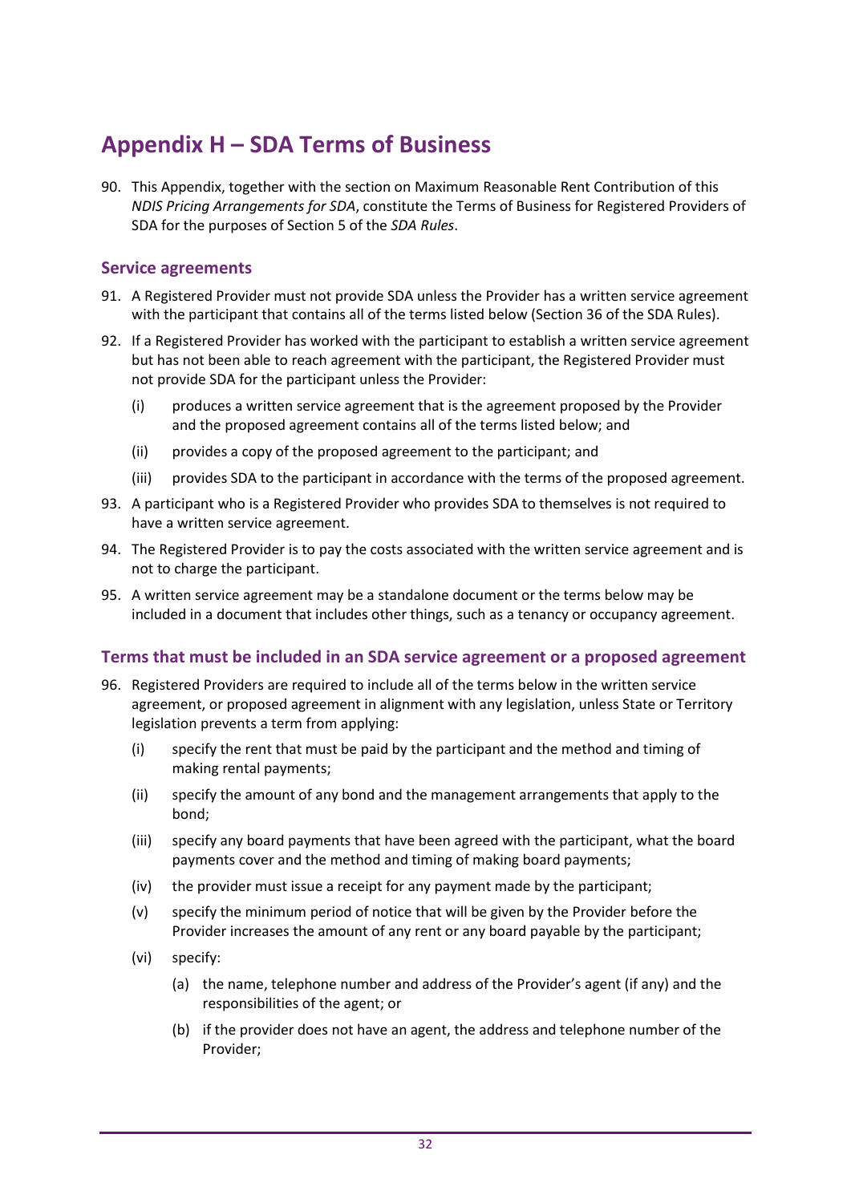# Appendix H – SDA Terms of Business

90. This Appendix, together with the section on Maximum Reasonable Rent Contribution of this *NDIS Pricing Arrangements for SDA*, constitute the Terms of Business for Registered Providers of SDA for the purposes of Section 5 of the *SDA Rules*.

## Service agreements

91. A Registered Provider must not provide SDA unless the Provider has a written service agreement with the participant that contains all of the terms listed below (Section 36 of the SDA Rules).

92. If a Registered Provider has worked with the participant to establish a written service agreement but has not been able to reach agreement with the participant, the Registered Provider must not provide SDA for the participant unless the Provider:

    (i) produces a written service agreement that is the agreement proposed by the Provider and the proposed agreement contains all of the terms listed below; and

    (ii) provides a copy of the proposed agreement to the participant; and

    (iii) provides SDA to the participant in accordance with the terms of the proposed agreement.

93. A participant who is a Registered Provider who provides SDA to themselves is not required to have a written service agreement.

94. The Registered Provider is to pay the costs associated with the written service agreement and is not to charge the participant.

95. A written service agreement may be a standalone document or the terms below may be included in a document that includes other things, such as a tenancy or occupancy agreement.

## Terms that must be included in an SDA service agreement or a proposed agreement

96. Registered Providers are required to include all of the terms below in the written service agreement, or proposed agreement in alignment with any legislation, unless State or Territory legislation prevents a term from applying:

    (i) specify the rent that must be paid by the participant and the method and timing of making rental payments;

    (ii) specify the amount of any bond and the management arrangements that apply to the bond;

    (iii) specify any board payments that have been agreed with the participant, what the board payments cover and the method and timing of making board payments;

    (iv) the provider must issue a receipt for any payment made by the participant;

    (v) specify the minimum period of notice that will be given by the Provider before the Provider increases the amount of any rent or any board payable by the participant;

    (vi) specify:

        (a) the name, telephone number and address of the Provider's agent (if any) and the responsibilities of the agent; or

        (b) if the provider does not have an agent, the address and telephone number of the Provider;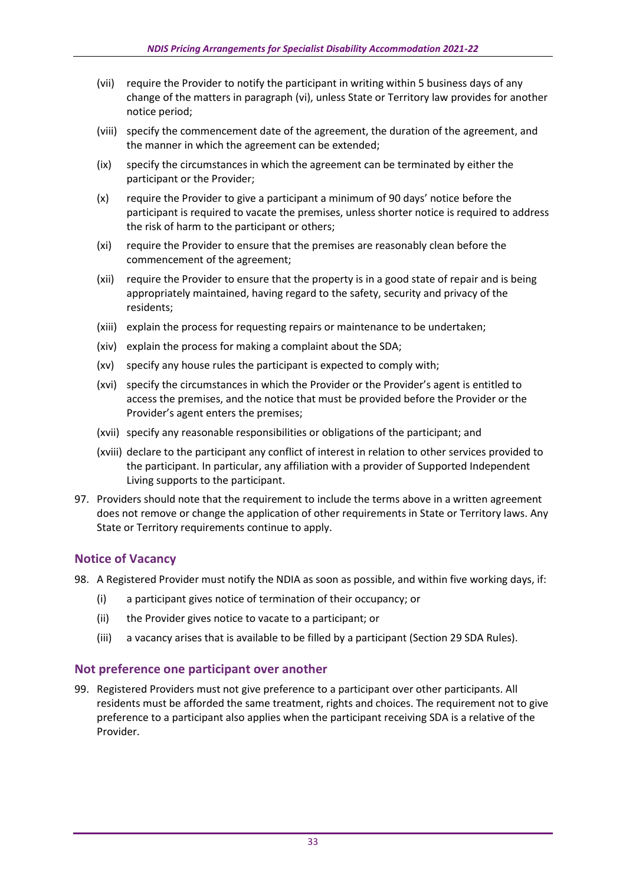(vii) require the Provider to notify the participant in writing within 5 business days of any change of the matters in paragraph (vi), unless State or Territory law provides for another notice period;

(viii) specify the commencement date of the agreement, the duration of the agreement, and the manner in which the agreement can be extended;

(ix) specify the circumstances in which the agreement can be terminated by either the participant or the Provider;

(x) require the Provider to give a participant a minimum of 90 days' notice before the participant is required to vacate the premises, unless shorter notice is required to address the risk of harm to the participant or others;

(xi) require the Provider to ensure that the premises are reasonably clean before the commencement of the agreement;

(xii) require the Provider to ensure that the property is in a good state of repair and is being appropriately maintained, having regard to the safety, security and privacy of the residents;

(xiii) explain the process for requesting repairs or maintenance to be undertaken;

(xiv) explain the process for making a complaint about the SDA;

(xv) specify any house rules the participant is expected to comply with;

(xvi) specify the circumstances in which the Provider or the Provider's agent is entitled to access the premises, and the notice that must be provided before the Provider or the Provider's agent enters the premises;

(xvii) specify any reasonable responsibilities or obligations of the participant; and

(xviii) declare to the participant any conflict of interest in relation to other services provided to the participant. In particular, any affiliation with a provider of Supported Independent Living supports to the participant.

97. Providers should note that the requirement to include the terms above in a written agreement does not remove or change the application of other requirements in State or Territory laws. Any State or Territory requirements continue to apply.

## Notice of Vacancy

98. A Registered Provider must notify the NDIA as soon as possible, and within five working days, if:

    (i) a participant gives notice of termination of their occupancy; or

    (ii) the Provider gives notice to vacate to a participant; or

    (iii) a vacancy arises that is available to be filled by a participant (Section 29 SDA Rules).

## Not preference one participant over another

99. Registered Providers must not give preference to a participant over other participants. All residents must be afforded the same treatment, rights and choices. The requirement not to give preference to a participant also applies when the participant receiving SDA is a relative of the Provider.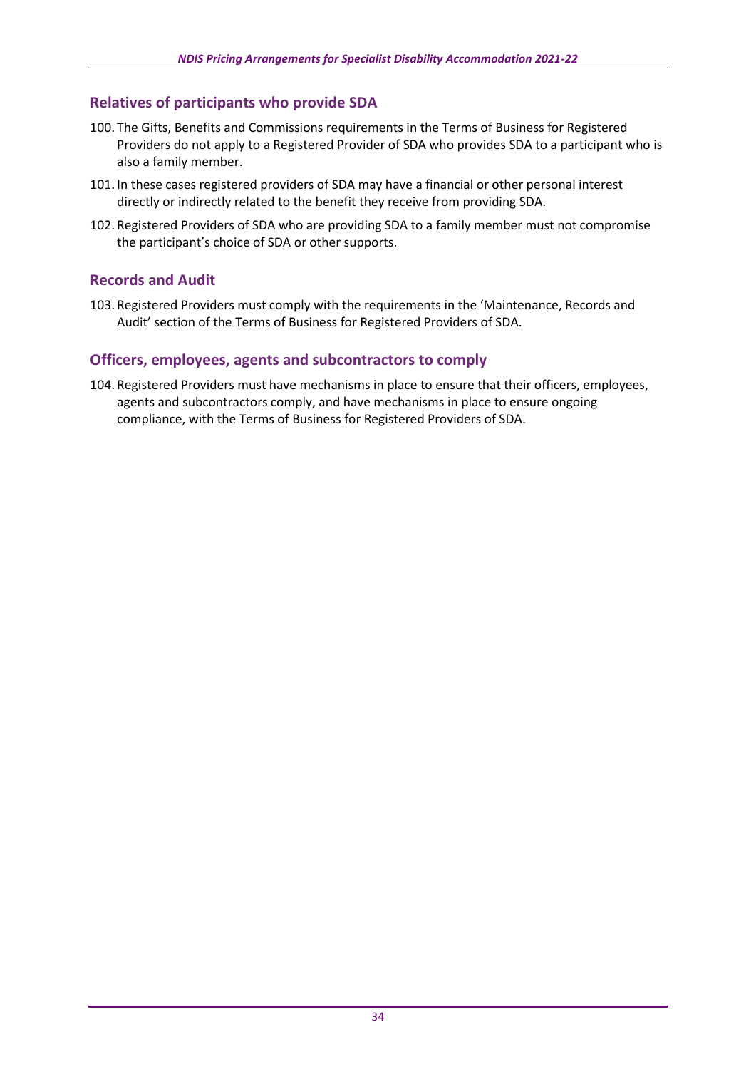## Relatives of participants who provide SDA

100. The Gifts, Benefits and Commissions requirements in the Terms of Business for Registered Providers do not apply to a Registered Provider of SDA who provides SDA to a participant who is also a family member.
101. In these cases registered providers of SDA may have a financial or other personal interest directly or indirectly related to the benefit they receive from providing SDA.
102. Registered Providers of SDA who are providing SDA to a family member must not compromise the participant's choice of SDA or other supports.

## Records and Audit

103. Registered Providers must comply with the requirements in the 'Maintenance, Records and Audit' section of the Terms of Business for Registered Providers of SDA.

## Officers, employees, agents and subcontractors to comply

104. Registered Providers must have mechanisms in place to ensure that their officers, employees, agents and subcontractors comply, and have mechanisms in place to ensure ongoing compliance, with the Terms of Business for Registered Providers of SDA.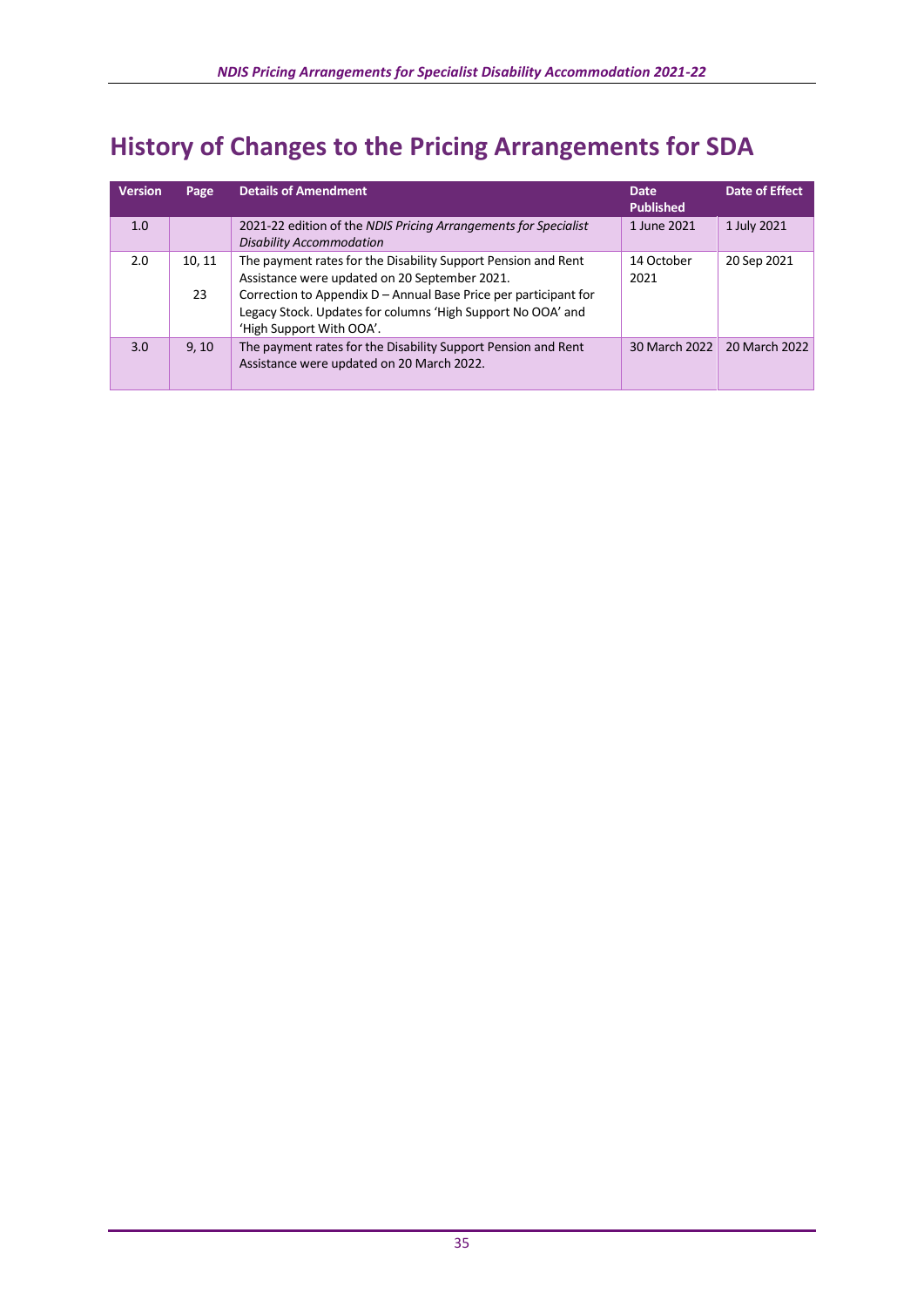# History of Changes to the Pricing Arrangements for SDA

| Version | Page | Details of Amendment | Date Published | Date of Effect |
|---|---|---|---|---|
| 1.0 | | 2021-22 edition of the *NDIS Pricing Arrangements for Specialist Disability Accommodation* | 1 June 2021 | 1 July 2021 |
| 2.0 | 10, 11<br><br>23 | The payment rates for the Disability Support Pension and Rent Assistance were updated on 20 September 2021.<br>Correction to Appendix D – Annual Base Price per participant for Legacy Stock. Updates for columns 'High Support No OOA' and 'High Support With OOA'. | 14 October 2021 | 20 Sep 2021 |
| 3.0 | 9, 10 | The payment rates for the Disability Support Pension and Rent Assistance were updated on 20 March 2022. | 30 March 2022 | 20 March 2022 |